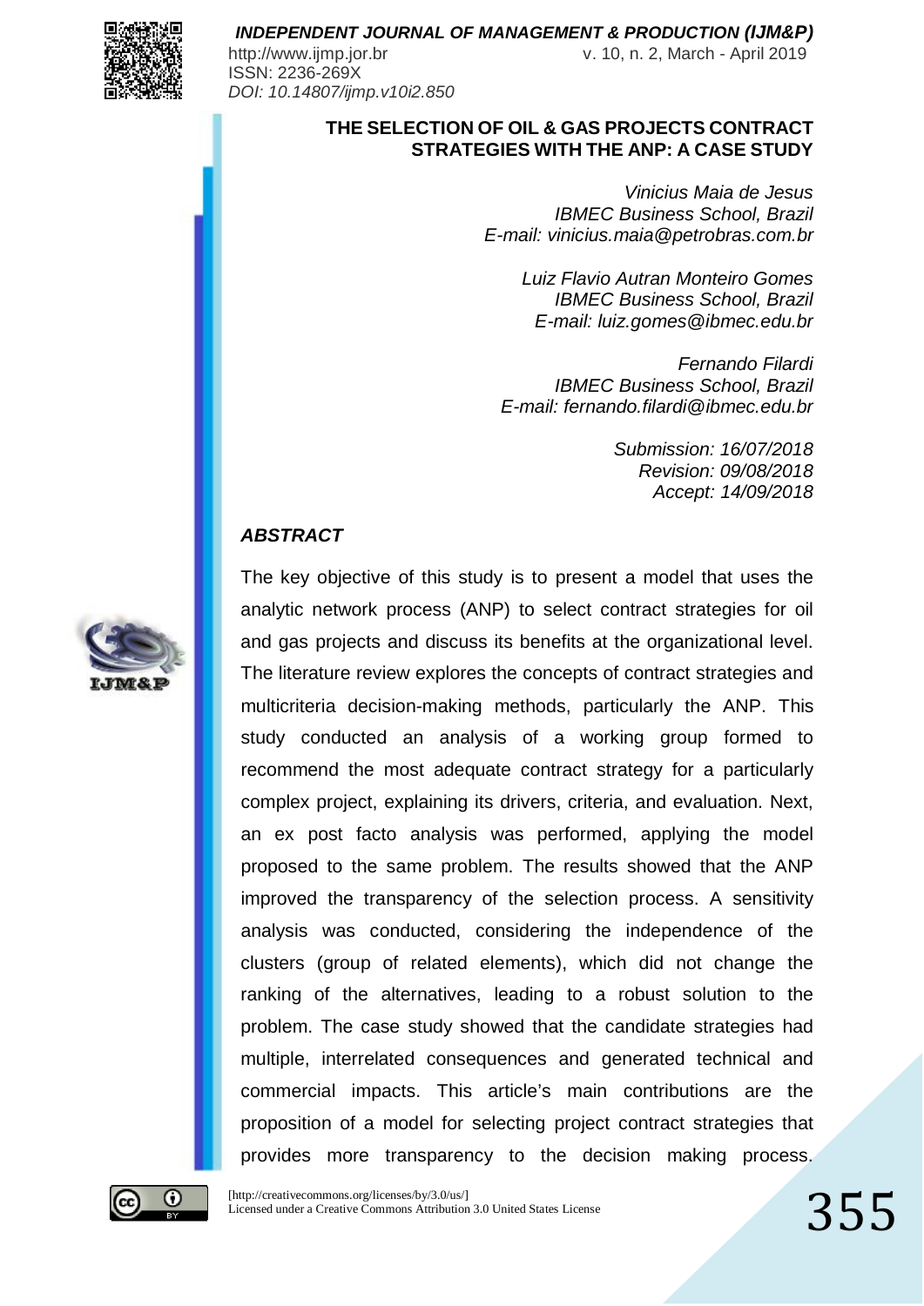# THE SELECTION OF OIL & GAS PROJECTS CONTRACT STRATEGIES WITH THE ANP: A CASE STUDY

*Vinicius Maia de Jesus*
*IBMEC Business School, Brazil*
*E-mail: vinicius.maia@petrobras.com.br*

*Luiz Flavio Autran Monteiro Gomes*
*IBMEC Business School, Brazil*
*E-mail: luiz.gomes@ibmec.edu.br*

*Fernando Filardi*
*IBMEC Business School, Brazil*
*E-mail: fernando.filardi@ibmec.edu.br*

*Submission: 16/07/2018*
*Revision: 09/08/2018*
*Accept: 14/09/2018*

## *ABSTRACT*

The key objective of this study is to present a model that uses the analytic network process (ANP) to select contract strategies for oil and gas projects and discuss its benefits at the organizational level. The literature review explores the concepts of contract strategies and multicriteria decision-making methods, particularly the ANP. This study conducted an analysis of a working group formed to recommend the most adequate contract strategy for a particularly complex project, explaining its drivers, criteria, and evaluation. Next, an ex post facto analysis was performed, applying the model proposed to the same problem. The results showed that the ANP improved the transparency of the selection process. A sensitivity analysis was conducted, considering the independence of the clusters (group of related elements), which did not change the ranking of the alternatives, leading to a robust solution to the problem. The case study showed that the candidate strategies had multiple, interrelated consequences and generated technical and commercial impacts. This article's main contributions are the proposition of a model for selecting project contract strategies that provides more transparency to the decision making process.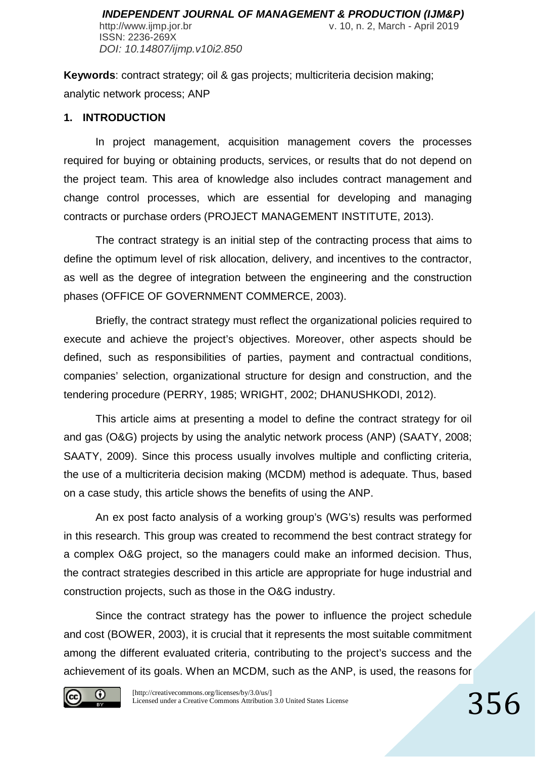**Keywords**: contract strategy; oil & gas projects; multicriteria decision making; analytic network process; ANP

## 1. INTRODUCTION

In project management, acquisition management covers the processes required for buying or obtaining products, services, or results that do not depend on the project team. This area of knowledge also includes contract management and change control processes, which are essential for developing and managing contracts or purchase orders (PROJECT MANAGEMENT INSTITUTE, 2013).

The contract strategy is an initial step of the contracting process that aims to define the optimum level of risk allocation, delivery, and incentives to the contractor, as well as the degree of integration between the engineering and the construction phases (OFFICE OF GOVERNMENT COMMERCE, 2003).

Briefly, the contract strategy must reflect the organizational policies required to execute and achieve the project's objectives. Moreover, other aspects should be defined, such as responsibilities of parties, payment and contractual conditions, companies' selection, organizational structure for design and construction, and the tendering procedure (PERRY, 1985; WRIGHT, 2002; DHANUSHKODI, 2012).

This article aims at presenting a model to define the contract strategy for oil and gas (O&G) projects by using the analytic network process (ANP) (SAATY, 2008; SAATY, 2009). Since this process usually involves multiple and conflicting criteria, the use of a multicriteria decision making (MCDM) method is adequate. Thus, based on a case study, this article shows the benefits of using the ANP.

An ex post facto analysis of a working group's (WG's) results was performed in this research. This group was created to recommend the best contract strategy for a complex O&G project, so the managers could make an informed decision. Thus, the contract strategies described in this article are appropriate for huge industrial and construction projects, such as those in the O&G industry.

Since the contract strategy has the power to influence the project schedule and cost (BOWER, 2003), it is crucial that it represents the most suitable commitment among the different evaluated criteria, contributing to the project's success and the achievement of its goals. When an MCDM, such as the ANP, is used, the reasons for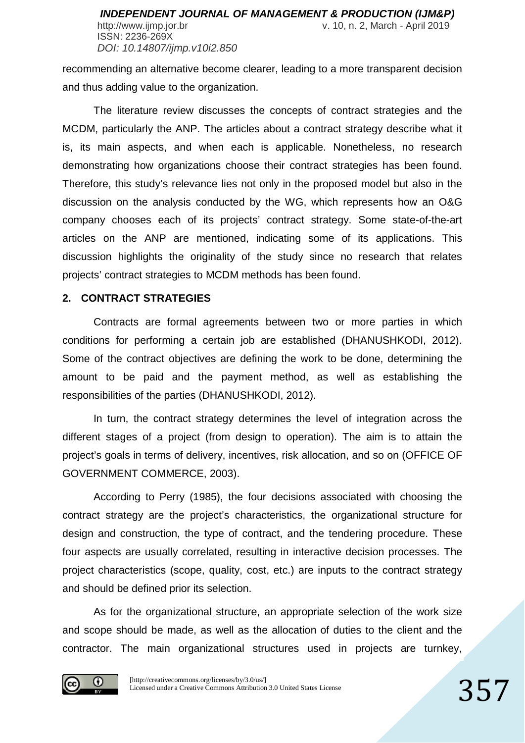recommending an alternative become clearer, leading to a more transparent decision and thus adding value to the organization.

The literature review discusses the concepts of contract strategies and the MCDM, particularly the ANP. The articles about a contract strategy describe what it is, its main aspects, and when each is applicable. Nonetheless, no research demonstrating how organizations choose their contract strategies has been found. Therefore, this study's relevance lies not only in the proposed model but also in the discussion on the analysis conducted by the WG, which represents how an O&G company chooses each of its projects' contract strategy. Some state-of-the-art articles on the ANP are mentioned, indicating some of its applications. This discussion highlights the originality of the study since no research that relates projects' contract strategies to MCDM methods has been found.

## 2. CONTRACT STRATEGIES

Contracts are formal agreements between two or more parties in which conditions for performing a certain job are established (DHANUSHKODI, 2012). Some of the contract objectives are defining the work to be done, determining the amount to be paid and the payment method, as well as establishing the responsibilities of the parties (DHANUSHKODI, 2012).

In turn, the contract strategy determines the level of integration across the different stages of a project (from design to operation). The aim is to attain the project's goals in terms of delivery, incentives, risk allocation, and so on (OFFICE OF GOVERNMENT COMMERCE, 2003).

According to Perry (1985), the four decisions associated with choosing the contract strategy are the project's characteristics, the organizational structure for design and construction, the type of contract, and the tendering procedure. These four aspects are usually correlated, resulting in interactive decision processes. The project characteristics (scope, quality, cost, etc.) are inputs to the contract strategy and should be defined prior its selection.

As for the organizational structure, an appropriate selection of the work size and scope should be made, as well as the allocation of duties to the client and the contractor. The main organizational structures used in projects are turnkey,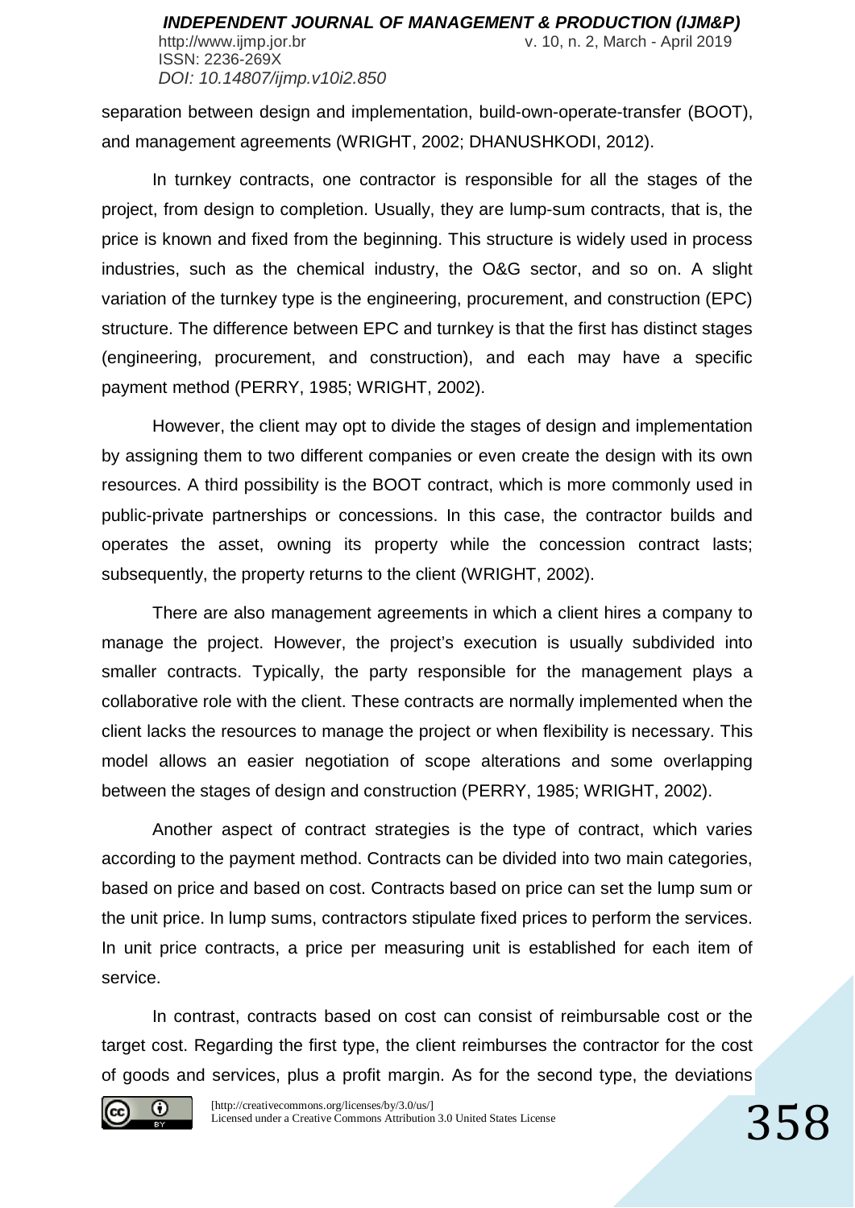separation between design and implementation, build-own-operate-transfer (BOOT), and management agreements (WRIGHT, 2002; DHANUSHKODI, 2012).

In turnkey contracts, one contractor is responsible for all the stages of the project, from design to completion. Usually, they are lump-sum contracts, that is, the price is known and fixed from the beginning. This structure is widely used in process industries, such as the chemical industry, the O&G sector, and so on. A slight variation of the turnkey type is the engineering, procurement, and construction (EPC) structure. The difference between EPC and turnkey is that the first has distinct stages (engineering, procurement, and construction), and each may have a specific payment method (PERRY, 1985; WRIGHT, 2002).

However, the client may opt to divide the stages of design and implementation by assigning them to two different companies or even create the design with its own resources. A third possibility is the BOOT contract, which is more commonly used in public-private partnerships or concessions. In this case, the contractor builds and operates the asset, owning its property while the concession contract lasts; subsequently, the property returns to the client (WRIGHT, 2002).

There are also management agreements in which a client hires a company to manage the project. However, the project's execution is usually subdivided into smaller contracts. Typically, the party responsible for the management plays a collaborative role with the client. These contracts are normally implemented when the client lacks the resources to manage the project or when flexibility is necessary. This model allows an easier negotiation of scope alterations and some overlapping between the stages of design and construction (PERRY, 1985; WRIGHT, 2002).

Another aspect of contract strategies is the type of contract, which varies according to the payment method. Contracts can be divided into two main categories, based on price and based on cost. Contracts based on price can set the lump sum or the unit price. In lump sums, contractors stipulate fixed prices to perform the services. In unit price contracts, a price per measuring unit is established for each item of service.

In contrast, contracts based on cost can consist of reimbursable cost or the target cost. Regarding the first type, the client reimburses the contractor for the cost of goods and services, plus a profit margin. As for the second type, the deviations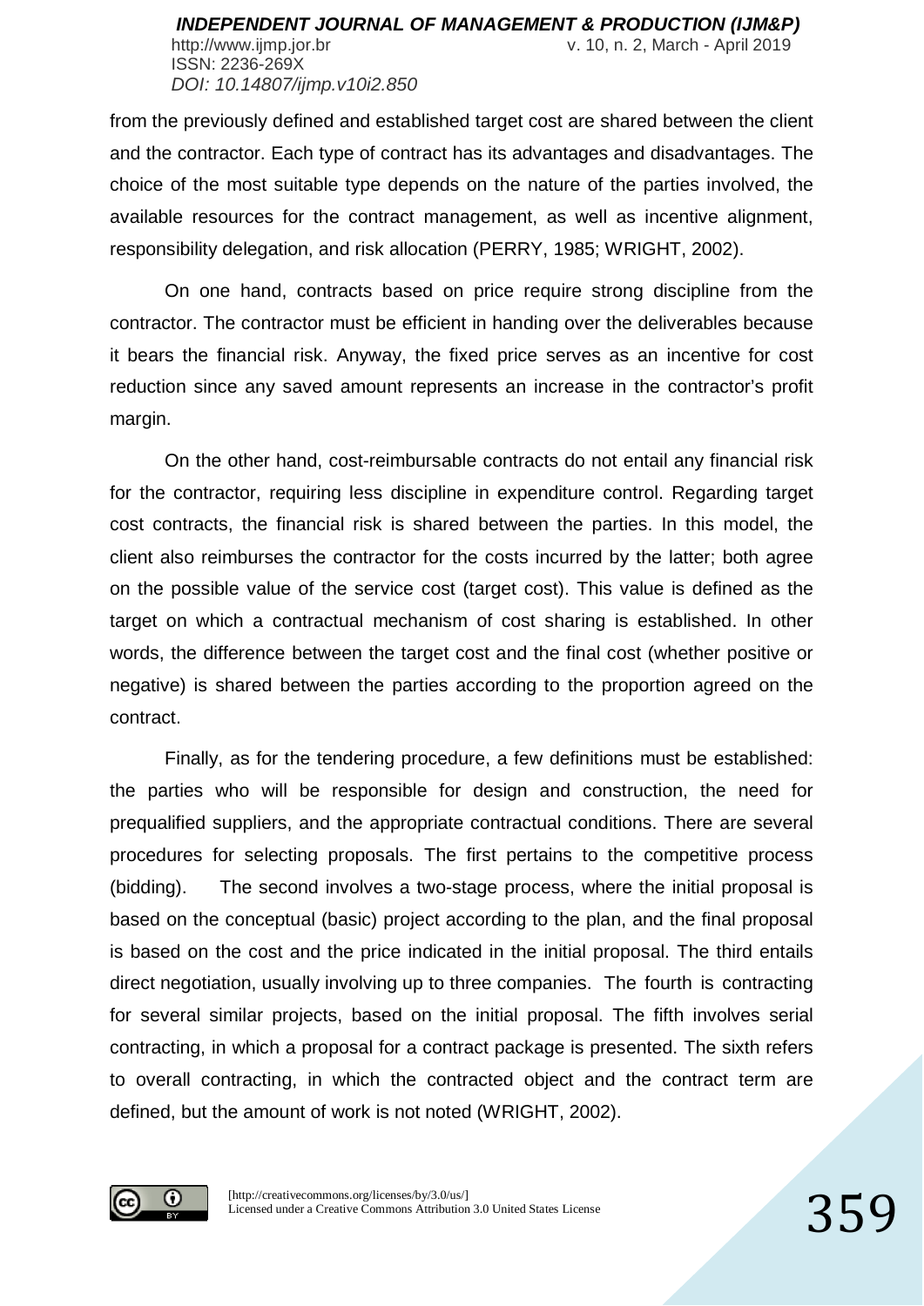from the previously defined and established target cost are shared between the client and the contractor. Each type of contract has its advantages and disadvantages. The choice of the most suitable type depends on the nature of the parties involved, the available resources for the contract management, as well as incentive alignment, responsibility delegation, and risk allocation (PERRY, 1985; WRIGHT, 2002).

On one hand, contracts based on price require strong discipline from the contractor. The contractor must be efficient in handing over the deliverables because it bears the financial risk. Anyway, the fixed price serves as an incentive for cost reduction since any saved amount represents an increase in the contractor's profit margin.

On the other hand, cost-reimbursable contracts do not entail any financial risk for the contractor, requiring less discipline in expenditure control. Regarding target cost contracts, the financial risk is shared between the parties. In this model, the client also reimburses the contractor for the costs incurred by the latter; both agree on the possible value of the service cost (target cost). This value is defined as the target on which a contractual mechanism of cost sharing is established. In other words, the difference between the target cost and the final cost (whether positive or negative) is shared between the parties according to the proportion agreed on the contract.

Finally, as for the tendering procedure, a few definitions must be established: the parties who will be responsible for design and construction, the need for prequalified suppliers, and the appropriate contractual conditions. There are several procedures for selecting proposals. The first pertains to the competitive process (bidding). The second involves a two-stage process, where the initial proposal is based on the conceptual (basic) project according to the plan, and the final proposal is based on the cost and the price indicated in the initial proposal. The third entails direct negotiation, usually involving up to three companies. The fourth is contracting for several similar projects, based on the initial proposal. The fifth involves serial contracting, in which a proposal for a contract package is presented. The sixth refers to overall contracting, in which the contracted object and the contract term are defined, but the amount of work is not noted (WRIGHT, 2002).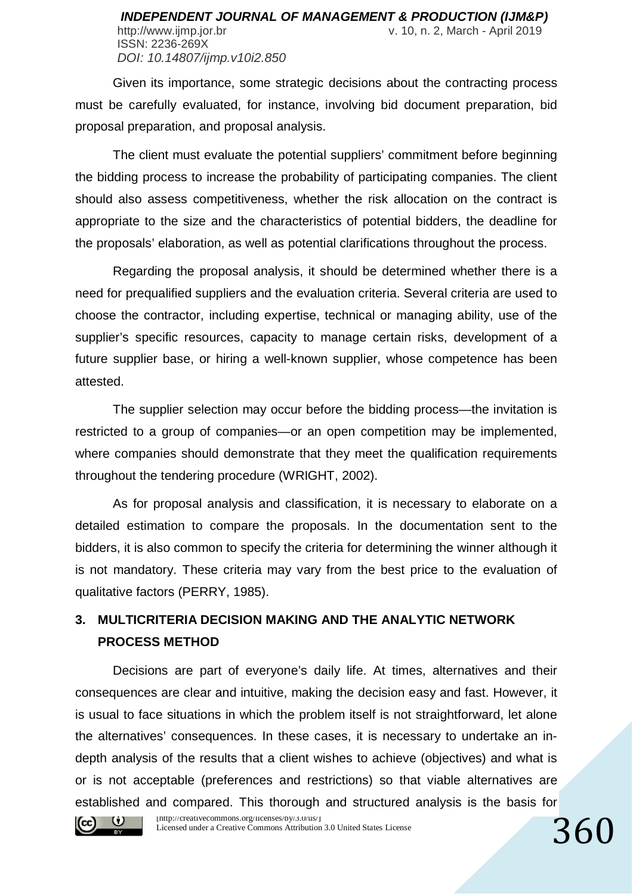Given its importance, some strategic decisions about the contracting process must be carefully evaluated, for instance, involving bid document preparation, bid proposal preparation, and proposal analysis.

The client must evaluate the potential suppliers' commitment before beginning the bidding process to increase the probability of participating companies. The client should also assess competitiveness, whether the risk allocation on the contract is appropriate to the size and the characteristics of potential bidders, the deadline for the proposals' elaboration, as well as potential clarifications throughout the process.

Regarding the proposal analysis, it should be determined whether there is a need for prequalified suppliers and the evaluation criteria. Several criteria are used to choose the contractor, including expertise, technical or managing ability, use of the supplier's specific resources, capacity to manage certain risks, development of a future supplier base, or hiring a well-known supplier, whose competence has been attested.

The supplier selection may occur before the bidding process—the invitation is restricted to a group of companies—or an open competition may be implemented, where companies should demonstrate that they meet the qualification requirements throughout the tendering procedure (WRIGHT, 2002).

As for proposal analysis and classification, it is necessary to elaborate on a detailed estimation to compare the proposals. In the documentation sent to the bidders, it is also common to specify the criteria for determining the winner although it is not mandatory. These criteria may vary from the best price to the evaluation of qualitative factors (PERRY, 1985).

## 3. MULTICRITERIA DECISION MAKING AND THE ANALYTIC NETWORK PROCESS METHOD

Decisions are part of everyone's daily life. At times, alternatives and their consequences are clear and intuitive, making the decision easy and fast. However, it is usual to face situations in which the problem itself is not straightforward, let alone the alternatives' consequences. In these cases, it is necessary to undertake an in-depth analysis of the results that a client wishes to achieve (objectives) and what is or is not acceptable (preferences and restrictions) so that viable alternatives are established and compared. This thorough and structured analysis is the basis for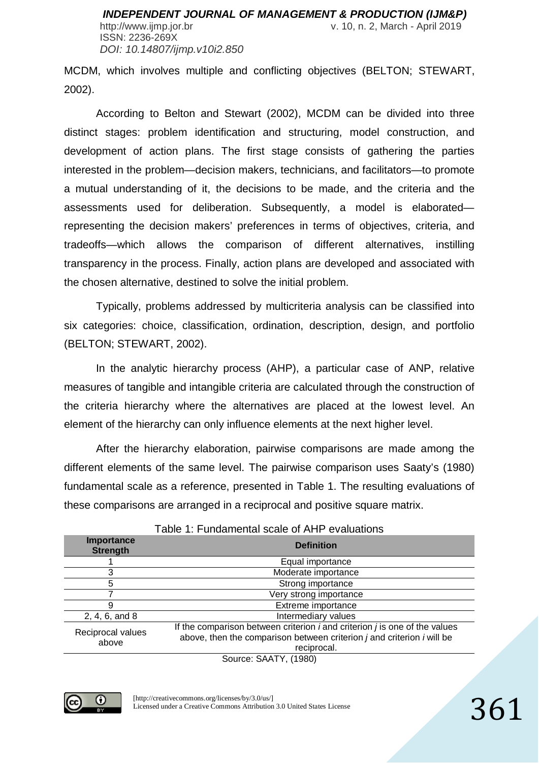MCDM, which involves multiple and conflicting objectives (BELTON; STEWART, 2002).

According to Belton and Stewart (2002), MCDM can be divided into three distinct stages: problem identification and structuring, model construction, and development of action plans. The first stage consists of gathering the parties interested in the problem—decision makers, technicians, and facilitators—to promote a mutual understanding of it, the decisions to be made, and the criteria and the assessments used for deliberation. Subsequently, a model is elaborated—representing the decision makers' preferences in terms of objectives, criteria, and tradeoffs—which allows the comparison of different alternatives, instilling transparency in the process. Finally, action plans are developed and associated with the chosen alternative, destined to solve the initial problem.

Typically, problems addressed by multicriteria analysis can be classified into six categories: choice, classification, ordination, description, design, and portfolio (BELTON; STEWART, 2002).

In the analytic hierarchy process (AHP), a particular case of ANP, relative measures of tangible and intangible criteria are calculated through the construction of the criteria hierarchy where the alternatives are placed at the lowest level. An element of the hierarchy can only influence elements at the next higher level.

After the hierarchy elaboration, pairwise comparisons are made among the different elements of the same level. The pairwise comparison uses Saaty's (1980) fundamental scale as a reference, presented in Table 1. The resulting evaluations of these comparisons are arranged in a reciprocal and positive square matrix.

Table 1: Fundamental scale of AHP evaluations

| Importance Strength | Definition |
|---|---|
| 1 | Equal importance |
| 3 | Moderate importance |
| 5 | Strong importance |
| 7 | Very strong importance |
| 9 | Extreme importance |
| 2, 4, 6, and 8 | Intermediary values |
| Reciprocal values above | If the comparison between criterion $i$ and criterion $j$ is one of the values above, then the comparison between criterion $j$ and criterion $i$ will be reciprocal. |

Source: SAATY, (1980)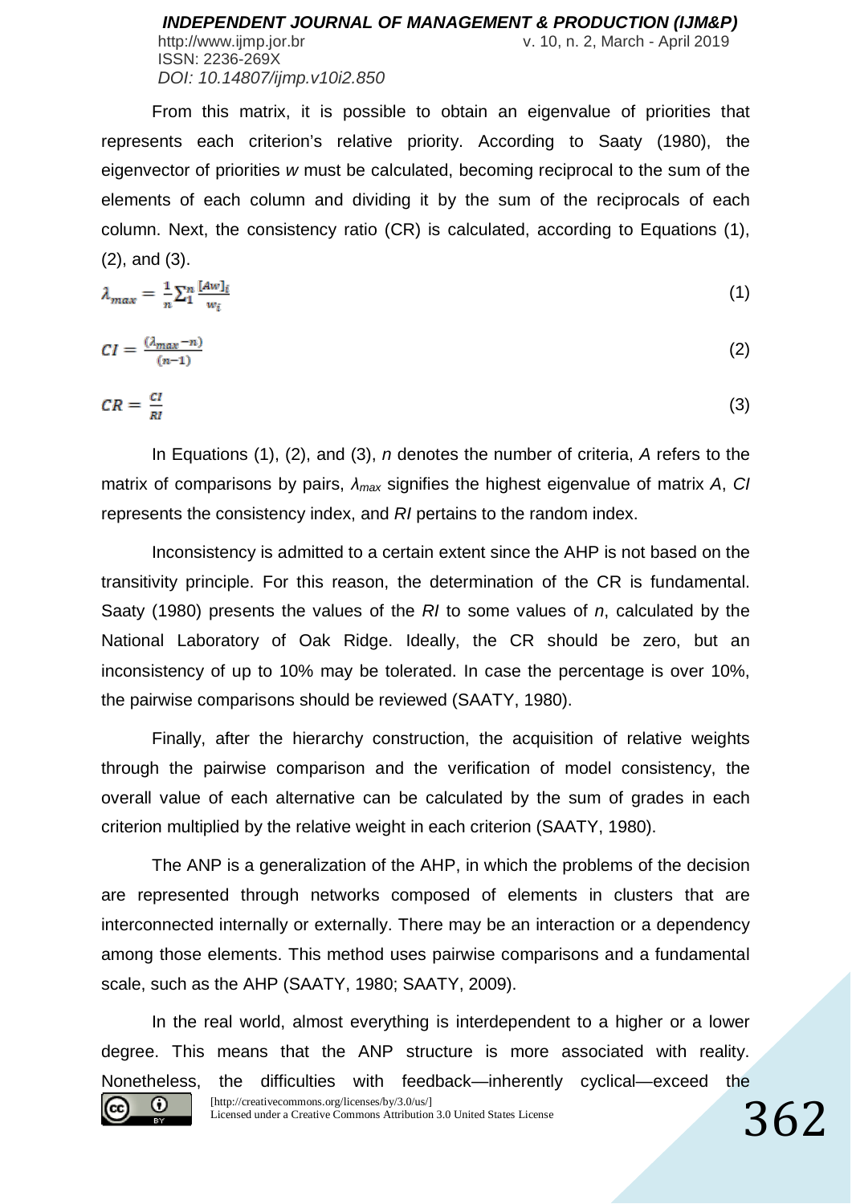From this matrix, it is possible to obtain an eigenvalue of priorities that represents each criterion's relative priority. According to Saaty (1980), the eigenvector of priorities *w* must be calculated, becoming reciprocal to the sum of the elements of each column and dividing it by the sum of the reciprocals of each column. Next, the consistency ratio (CR) is calculated, according to Equations (1), (2), and (3).

$$\lambda_{max} = \frac{1}{n}\sum_{1}^{n}\frac{[Aw]_i}{w_i} \tag{1}$$

$$CI = \frac{(\lambda_{max} - n)}{(n-1)} \tag{2}$$

$$CR = \frac{CI}{RI} \tag{3}$$

In Equations (1), (2), and (3), $n$ denotes the number of criteria, $A$ refers to the matrix of comparisons by pairs, $\lambda_{max}$ signifies the highest eigenvalue of matrix $A$, $CI$ represents the consistency index, and $RI$ pertains to the random index.

Inconsistency is admitted to a certain extent since the AHP is not based on the transitivity principle. For this reason, the determination of the CR is fundamental. Saaty (1980) presents the values of the $RI$ to some values of $n$, calculated by the National Laboratory of Oak Ridge. Ideally, the CR should be zero, but an inconsistency of up to 10% may be tolerated. In case the percentage is over 10%, the pairwise comparisons should be reviewed (SAATY, 1980).

Finally, after the hierarchy construction, the acquisition of relative weights through the pairwise comparison and the verification of model consistency, the overall value of each alternative can be calculated by the sum of grades in each criterion multiplied by the relative weight in each criterion (SAATY, 1980).

The ANP is a generalization of the AHP, in which the problems of the decision are represented through networks composed of elements in clusters that are interconnected internally or externally. There may be an interaction or a dependency among those elements. This method uses pairwise comparisons and a fundamental scale, such as the AHP (SAATY, 1980; SAATY, 2009).

In the real world, almost everything is interdependent to a higher or a lower degree. This means that the ANP structure is more associated with reality. Nonetheless, the difficulties with feedback—inherently cyclical—exceed the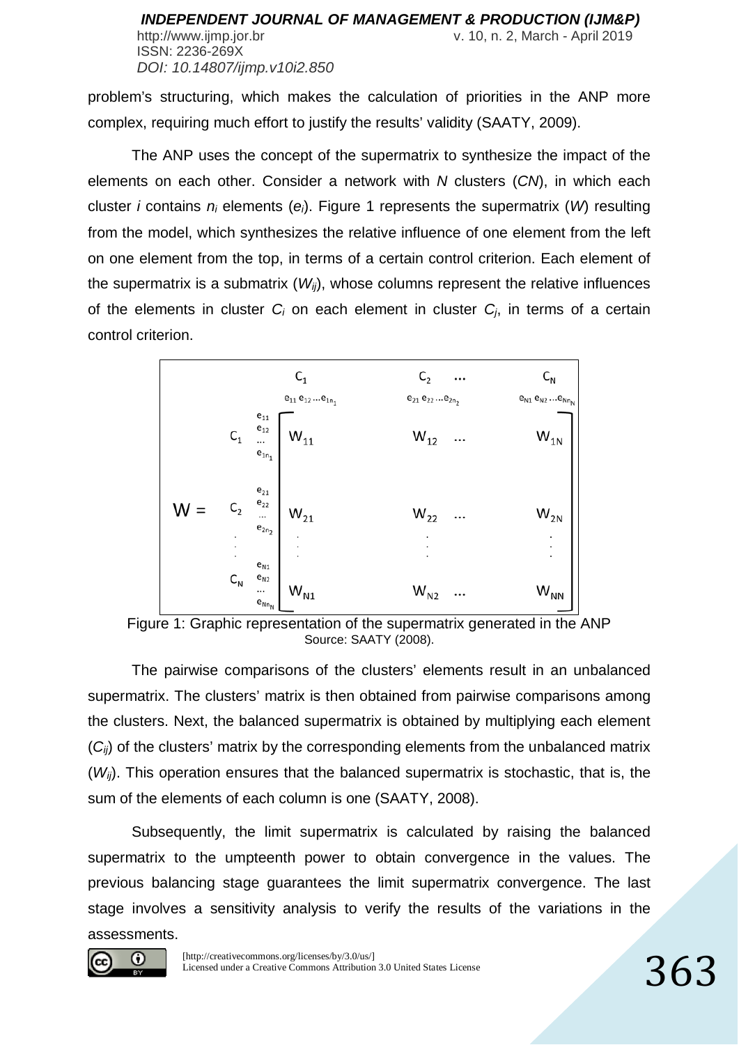problem's structuring, which makes the calculation of priorities in the ANP more complex, requiring much effort to justify the results' validity (SAATY, 2009).

The ANP uses the concept of the supermatrix to synthesize the impact of the elements on each other. Consider a network with *N* clusters (*CN*), in which each cluster *i* contains $n_i$ elements ($e_i$). Figure 1 represents the supermatrix (*W*) resulting from the model, which synthesizes the relative influence of one element from the left on one element from the top, in terms of a certain control criterion. Each element of the supermatrix is a submatrix ($W_{ij}$), whose columns represent the relative influences of the elements in cluster $C_i$ on each element in cluster $C_j$, in terms of a certain control criterion.

$$
W = \begin{array}{cc} & \begin{array}{cccc} C_1 & C_2 & \cdots & C_N \\ e_{11}\, e_{12} \ldots e_{1n_1} & e_{21}\, e_{22} \ldots e_{2n_2} & & e_{N1}\, e_{N2} \ldots e_{Nn_N} \end{array} \\ \begin{array}{cc} C_1 & \begin{array}{c} e_{11} \\ e_{12} \\ \ldots \\ e_{1n_1} \end{array} \\ C_2 & \begin{array}{c} e_{21} \\ e_{22} \\ \ldots \\ e_{2n_2} \end{array} \\ \vdots & \\ C_N & \begin{array}{c} e_{N1} \\ e_{N2} \\ \ldots \\ e_{Nn_N} \end{array} \end{array} & \begin{bmatrix} W_{11} & W_{12} & \cdots & W_{1N} \\ & & & \\ W_{21} & W_{22} & \cdots & W_{2N} \\ \vdots & \vdots & & \vdots \\ W_{N1} & W_{N2} & \cdots & W_{NN} \end{bmatrix} \end{array}
$$

Figure 1: Graphic representation of the supermatrix generated in the ANP
Source: SAATY (2008).

The pairwise comparisons of the clusters' elements result in an unbalanced supermatrix. The clusters' matrix is then obtained from pairwise comparisons among the clusters. Next, the balanced supermatrix is obtained by multiplying each element ($C_{ij}$) of the clusters' matrix by the corresponding elements from the unbalanced matrix ($W_{ij}$). This operation ensures that the balanced supermatrix is stochastic, that is, the sum of the elements of each column is one (SAATY, 2008).

Subsequently, the limit supermatrix is calculated by raising the balanced supermatrix to the umpteenth power to obtain convergence in the values. The previous balancing stage guarantees the limit supermatrix convergence. The last stage involves a sensitivity analysis to verify the results of the variations in the assessments.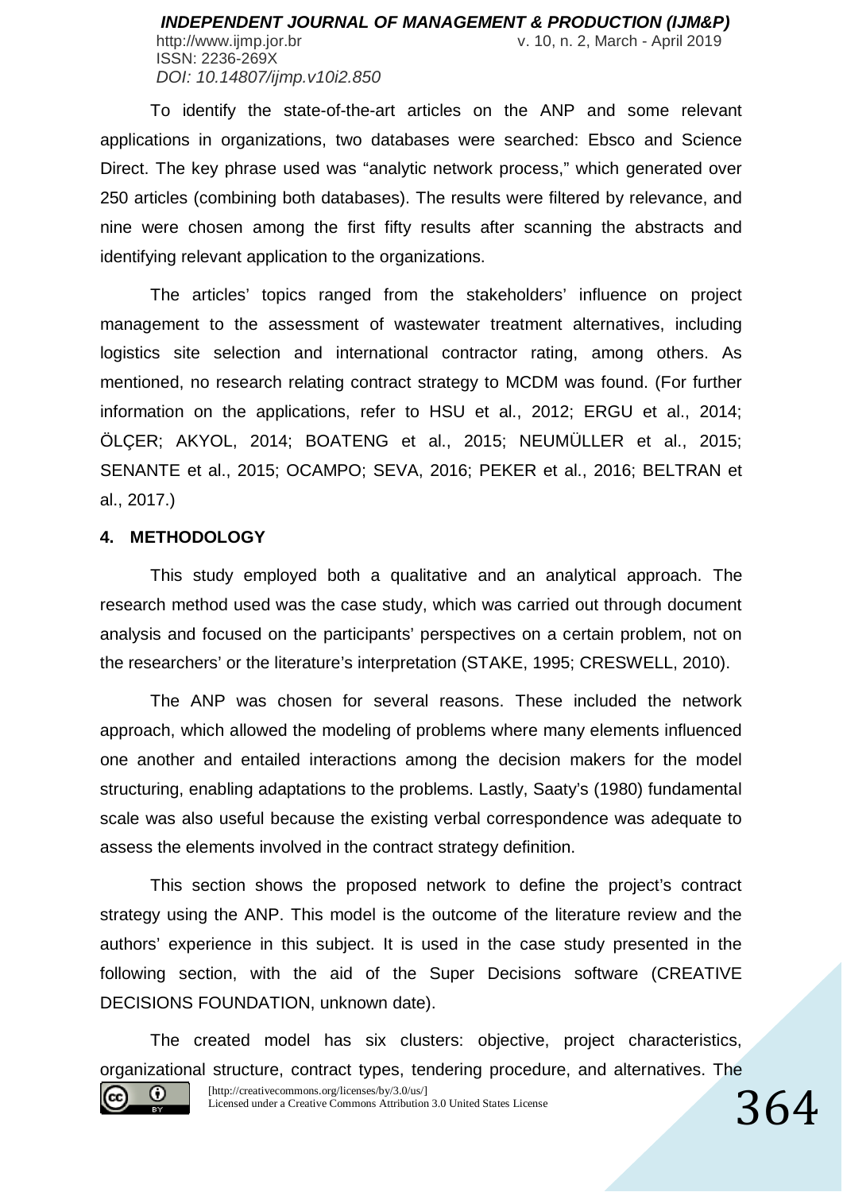To identify the state-of-the-art articles on the ANP and some relevant applications in organizations, two databases were searched: Ebsco and Science Direct. The key phrase used was "analytic network process," which generated over 250 articles (combining both databases). The results were filtered by relevance, and nine were chosen among the first fifty results after scanning the abstracts and identifying relevant application to the organizations.

The articles' topics ranged from the stakeholders' influence on project management to the assessment of wastewater treatment alternatives, including logistics site selection and international contractor rating, among others. As mentioned, no research relating contract strategy to MCDM was found. (For further information on the applications, refer to HSU et al., 2012; ERGU et al., 2014; ÖLÇER; AKYOL, 2014; BOATENG et al., 2015; NEUMÜLLER et al., 2015; SENANTE et al., 2015; OCAMPO; SEVA, 2016; PEKER et al., 2016; BELTRAN et al., 2017.)

## 4. METHODOLOGY

This study employed both a qualitative and an analytical approach. The research method used was the case study, which was carried out through document analysis and focused on the participants' perspectives on a certain problem, not on the researchers' or the literature's interpretation (STAKE, 1995; CRESWELL, 2010).

The ANP was chosen for several reasons. These included the network approach, which allowed the modeling of problems where many elements influenced one another and entailed interactions among the decision makers for the model structuring, enabling adaptations to the problems. Lastly, Saaty's (1980) fundamental scale was also useful because the existing verbal correspondence was adequate to assess the elements involved in the contract strategy definition.

This section shows the proposed network to define the project's contract strategy using the ANP. This model is the outcome of the literature review and the authors' experience in this subject. It is used in the case study presented in the following section, with the aid of the Super Decisions software (CREATIVE DECISIONS FOUNDATION, unknown date).

The created model has six clusters: objective, project characteristics, organizational structure, contract types, tendering procedure, and alternatives. The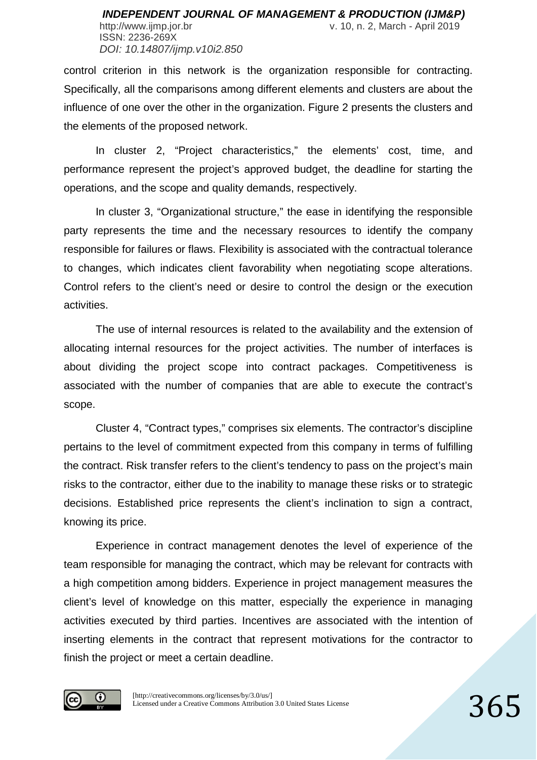control criterion in this network is the organization responsible for contracting. Specifically, all the comparisons among different elements and clusters are about the influence of one over the other in the organization. Figure 2 presents the clusters and the elements of the proposed network.

In cluster 2, "Project characteristics," the elements' cost, time, and performance represent the project's approved budget, the deadline for starting the operations, and the scope and quality demands, respectively.

In cluster 3, "Organizational structure," the ease in identifying the responsible party represents the time and the necessary resources to identify the company responsible for failures or flaws. Flexibility is associated with the contractual tolerance to changes, which indicates client favorability when negotiating scope alterations. Control refers to the client's need or desire to control the design or the execution activities.

The use of internal resources is related to the availability and the extension of allocating internal resources for the project activities. The number of interfaces is about dividing the project scope into contract packages. Competitiveness is associated with the number of companies that are able to execute the contract's scope.

Cluster 4, "Contract types," comprises six elements. The contractor's discipline pertains to the level of commitment expected from this company in terms of fulfilling the contract. Risk transfer refers to the client's tendency to pass on the project's main risks to the contractor, either due to the inability to manage these risks or to strategic decisions. Established price represents the client's inclination to sign a contract, knowing its price.

Experience in contract management denotes the level of experience of the team responsible for managing the contract, which may be relevant for contracts with a high competition among bidders. Experience in project management measures the client's level of knowledge on this matter, especially the experience in managing activities executed by third parties. Incentives are associated with the intention of inserting elements in the contract that represent motivations for the contractor to finish the project or meet a certain deadline.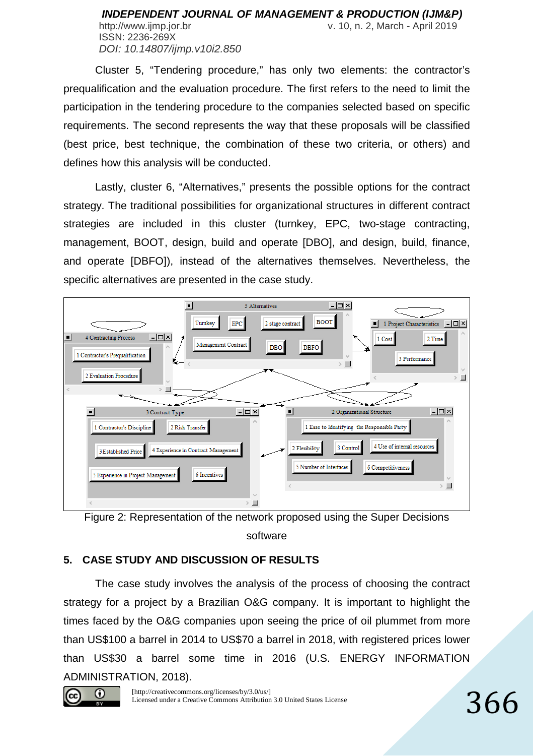Cluster 5, "Tendering procedure," has only two elements: the contractor's prequalification and the evaluation procedure. The first refers to the need to limit the participation in the tendering procedure to the companies selected based on specific requirements. The second represents the way that these proposals will be classified (best price, best technique, the combination of these two criteria, or others) and defines how this analysis will be conducted.

Lastly, cluster 6, "Alternatives," presents the possible options for the contract strategy. The traditional possibilities for organizational structures in different contract strategies are included in this cluster (turnkey, EPC, two-stage contracting, management, BOOT, design, build and operate [DBO], and design, build, finance, and operate [DBFO]), instead of the alternatives themselves. Nevertheless, the specific alternatives are presented in the case study.

Figure 2: Representation of the network proposed using the Super Decisions software

## 5. CASE STUDY AND DISCUSSION OF RESULTS

The case study involves the analysis of the process of choosing the contract strategy for a project by a Brazilian O&G company. It is important to highlight the times faced by the O&G companies upon seeing the price of oil plummet from more than US$100 a barrel in 2014 to US$70 a barrel in 2018, with registered prices lower than US$30 a barrel some time in 2016 (U.S. ENERGY INFORMATION ADMINISTRATION, 2018).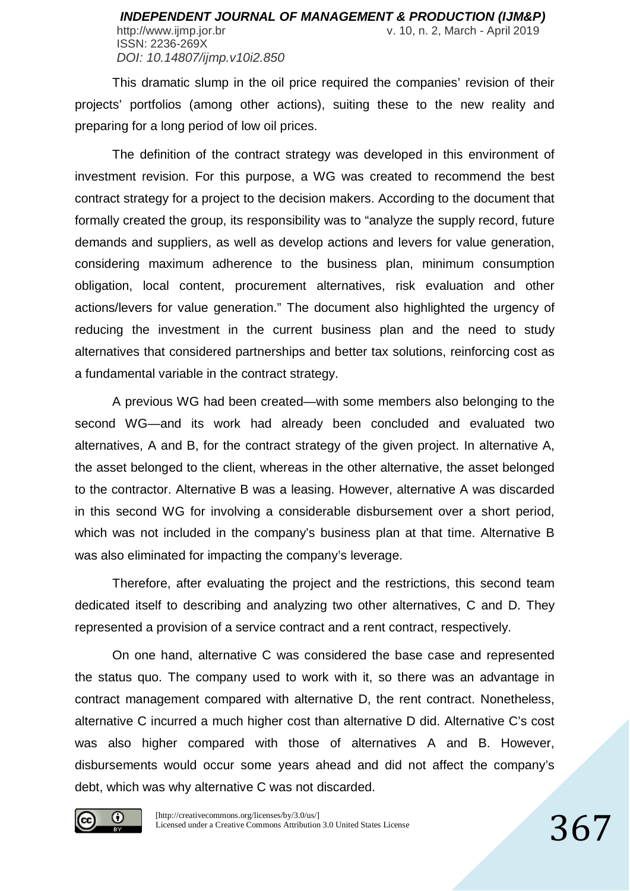This dramatic slump in the oil price required the companies' revision of their projects' portfolios (among other actions), suiting these to the new reality and preparing for a long period of low oil prices.

The definition of the contract strategy was developed in this environment of investment revision. For this purpose, a WG was created to recommend the best contract strategy for a project to the decision makers. According to the document that formally created the group, its responsibility was to "analyze the supply record, future demands and suppliers, as well as develop actions and levers for value generation, considering maximum adherence to the business plan, minimum consumption obligation, local content, procurement alternatives, risk evaluation and other actions/levers for value generation." The document also highlighted the urgency of reducing the investment in the current business plan and the need to study alternatives that considered partnerships and better tax solutions, reinforcing cost as a fundamental variable in the contract strategy.

A previous WG had been created—with some members also belonging to the second WG—and its work had already been concluded and evaluated two alternatives, A and B, for the contract strategy of the given project. In alternative A, the asset belonged to the client, whereas in the other alternative, the asset belonged to the contractor. Alternative B was a leasing. However, alternative A was discarded in this second WG for involving a considerable disbursement over a short period, which was not included in the company's business plan at that time. Alternative B was also eliminated for impacting the company's leverage.

Therefore, after evaluating the project and the restrictions, this second team dedicated itself to describing and analyzing two other alternatives, C and D. They represented a provision of a service contract and a rent contract, respectively.

On one hand, alternative C was considered the base case and represented the status quo. The company used to work with it, so there was an advantage in contract management compared with alternative D, the rent contract. Nonetheless, alternative C incurred a much higher cost than alternative D did. Alternative C's cost was also higher compared with those of alternatives A and B. However, disbursements would occur some years ahead and did not affect the company's debt, which was why alternative C was not discarded.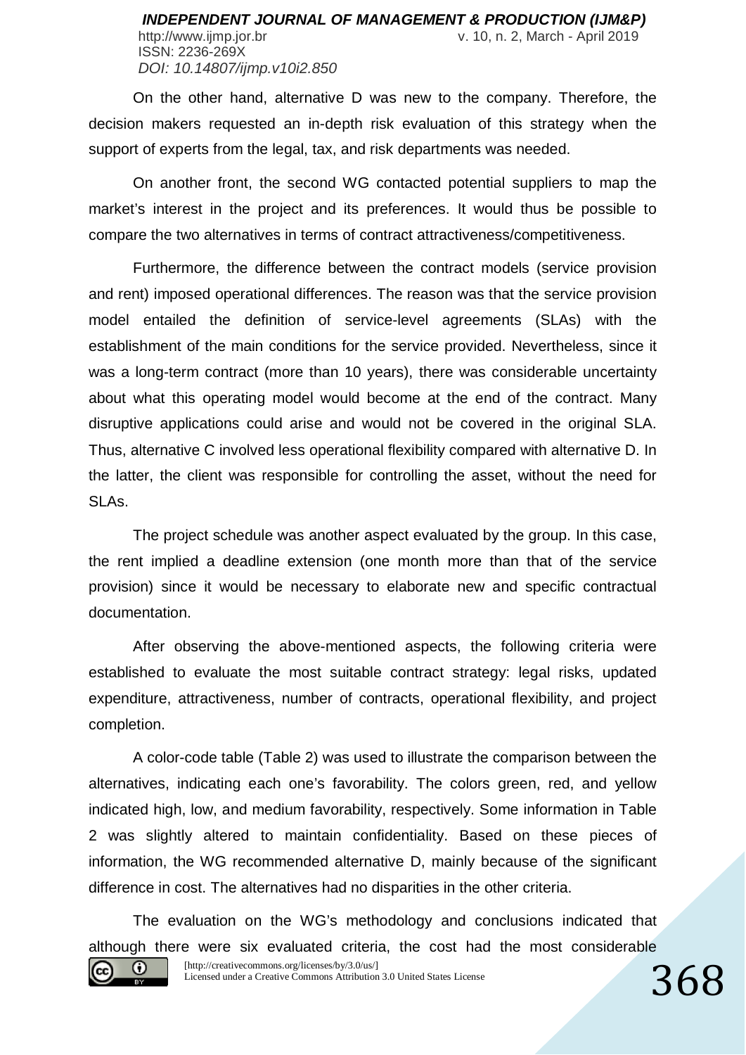On the other hand, alternative D was new to the company. Therefore, the decision makers requested an in-depth risk evaluation of this strategy when the support of experts from the legal, tax, and risk departments was needed.

On another front, the second WG contacted potential suppliers to map the market's interest in the project and its preferences. It would thus be possible to compare the two alternatives in terms of contract attractiveness/competitiveness.

Furthermore, the difference between the contract models (service provision and rent) imposed operational differences. The reason was that the service provision model entailed the definition of service-level agreements (SLAs) with the establishment of the main conditions for the service provided. Nevertheless, since it was a long-term contract (more than 10 years), there was considerable uncertainty about what this operating model would become at the end of the contract. Many disruptive applications could arise and would not be covered in the original SLA. Thus, alternative C involved less operational flexibility compared with alternative D. In the latter, the client was responsible for controlling the asset, without the need for SLAs.

The project schedule was another aspect evaluated by the group. In this case, the rent implied a deadline extension (one month more than that of the service provision) since it would be necessary to elaborate new and specific contractual documentation.

After observing the above-mentioned aspects, the following criteria were established to evaluate the most suitable contract strategy: legal risks, updated expenditure, attractiveness, number of contracts, operational flexibility, and project completion.

A color-code table (Table 2) was used to illustrate the comparison between the alternatives, indicating each one's favorability. The colors green, red, and yellow indicated high, low, and medium favorability, respectively. Some information in Table 2 was slightly altered to maintain confidentiality. Based on these pieces of information, the WG recommended alternative D, mainly because of the significant difference in cost. The alternatives had no disparities in the other criteria.

The evaluation on the WG's methodology and conclusions indicated that although there were six evaluated criteria, the cost had the most considerable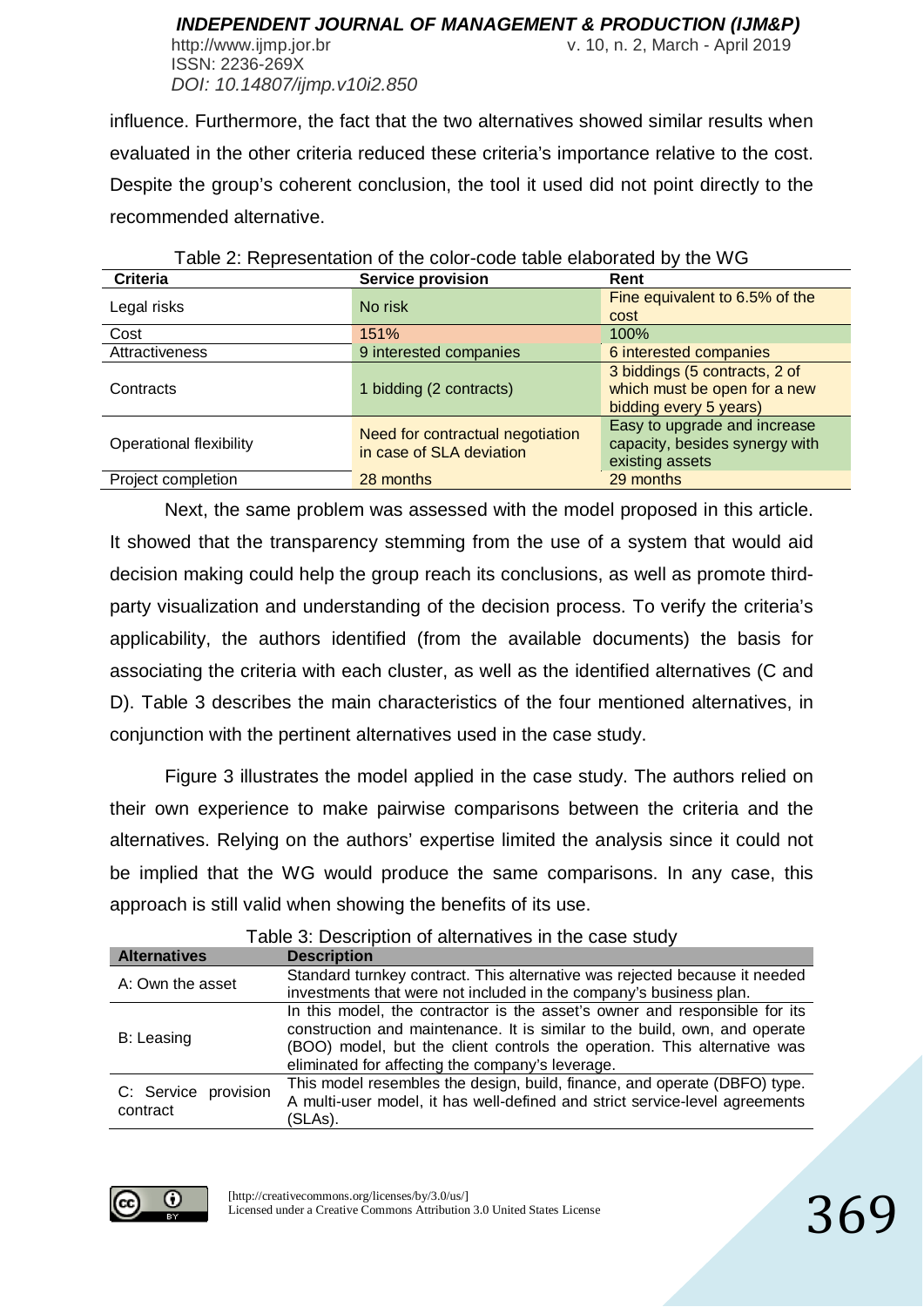influence. Furthermore, the fact that the two alternatives showed similar results when evaluated in the other criteria reduced these criteria's importance relative to the cost. Despite the group's coherent conclusion, the tool it used did not point directly to the recommended alternative.

Table 2: Representation of the color-code table elaborated by the WG

| Criteria | Service provision | Rent |
|---|---|---|
| Legal risks | No risk | Fine equivalent to 6.5% of the cost |
| Cost | 151% | 100% |
| Attractiveness | 9 interested companies | 6 interested companies |
| Contracts | 1 bidding (2 contracts) | 3 biddings (5 contracts, 2 of which must be open for a new bidding every 5 years) |
| Operational flexibility | Need for contractual negotiation in case of SLA deviation | Easy to upgrade and increase capacity, besides synergy with existing assets |
| Project completion | 28 months | 29 months |

Next, the same problem was assessed with the model proposed in this article. It showed that the transparency stemming from the use of a system that would aid decision making could help the group reach its conclusions, as well as promote third-party visualization and understanding of the decision process. To verify the criteria's applicability, the authors identified (from the available documents) the basis for associating the criteria with each cluster, as well as the identified alternatives (C and D). Table 3 describes the main characteristics of the four mentioned alternatives, in conjunction with the pertinent alternatives used in the case study.

Figure 3 illustrates the model applied in the case study. The authors relied on their own experience to make pairwise comparisons between the criteria and the alternatives. Relying on the authors' expertise limited the analysis since it could not be implied that the WG would produce the same comparisons. In any case, this approach is still valid when showing the benefits of its use.

Table 3: Description of alternatives in the case study

| Alternatives | Description |
|---|---|
| A: Own the asset | Standard turnkey contract. This alternative was rejected because it needed investments that were not included in the company's business plan. |
| B: Leasing | In this model, the contractor is the asset's owner and responsible for its construction and maintenance. It is similar to the build, own, and operate (BOO) model, but the client controls the operation. This alternative was eliminated for affecting the company's leverage. |
| C: Service provision contract | This model resembles the design, build, finance, and operate (DBFO) type. A multi-user model, it has well-defined and strict service-level agreements (SLAs). |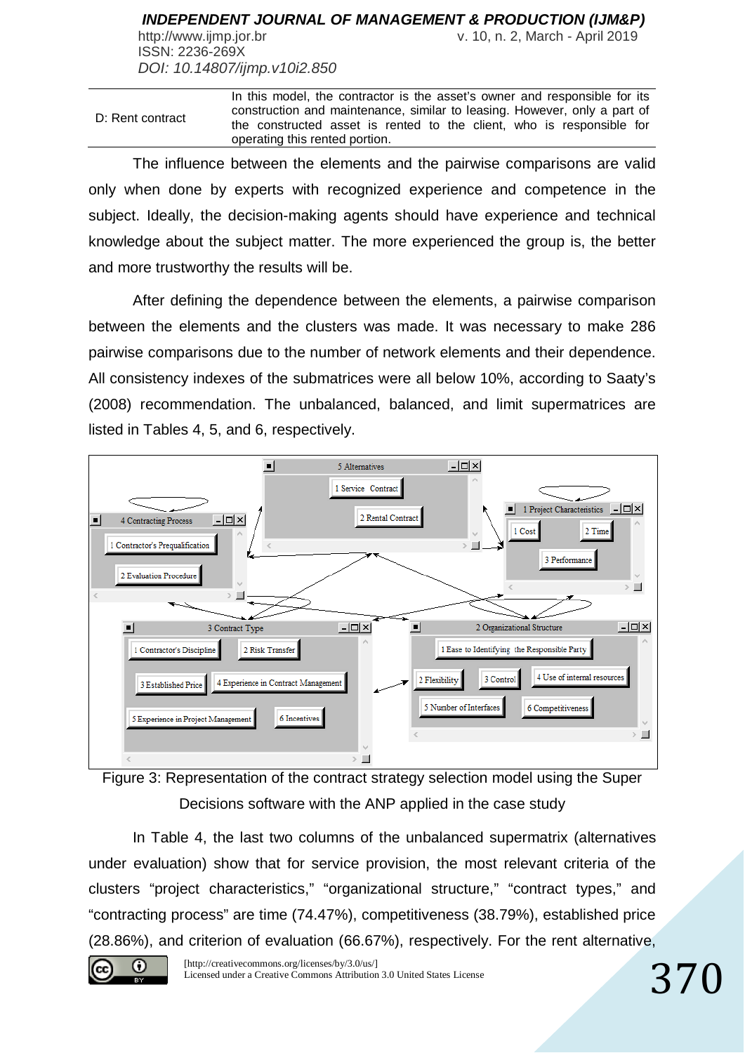| | |
|---|---|
| D: Rent contract | In this model, the contractor is the asset's owner and responsible for its construction and maintenance, similar to leasing. However, only a part of the constructed asset is rented to the client, who is responsible for operating this rented portion. |

The influence between the elements and the pairwise comparisons are valid only when done by experts with recognized experience and competence in the subject. Ideally, the decision-making agents should have experience and technical knowledge about the subject matter. The more experienced the group is, the better and more trustworthy the results will be.

After defining the dependence between the elements, a pairwise comparison between the elements and the clusters was made. It was necessary to make 286 pairwise comparisons due to the number of network elements and their dependence. All consistency indexes of the submatrices were all below 10%, according to Saaty's (2008) recommendation. The unbalanced, balanced, and limit supermatrices are listed in Tables 4, 5, and 6, respectively.

Figure 3: Representation of the contract strategy selection model using the Super Decisions software with the ANP applied in the case study

In Table 4, the last two columns of the unbalanced supermatrix (alternatives under evaluation) show that for service provision, the most relevant criteria of the clusters "project characteristics," "organizational structure," "contract types," and "contracting process" are time (74.47%), competitiveness (38.79%), established price (28.86%), and criterion of evaluation (66.67%), respectively. For the rent alternative,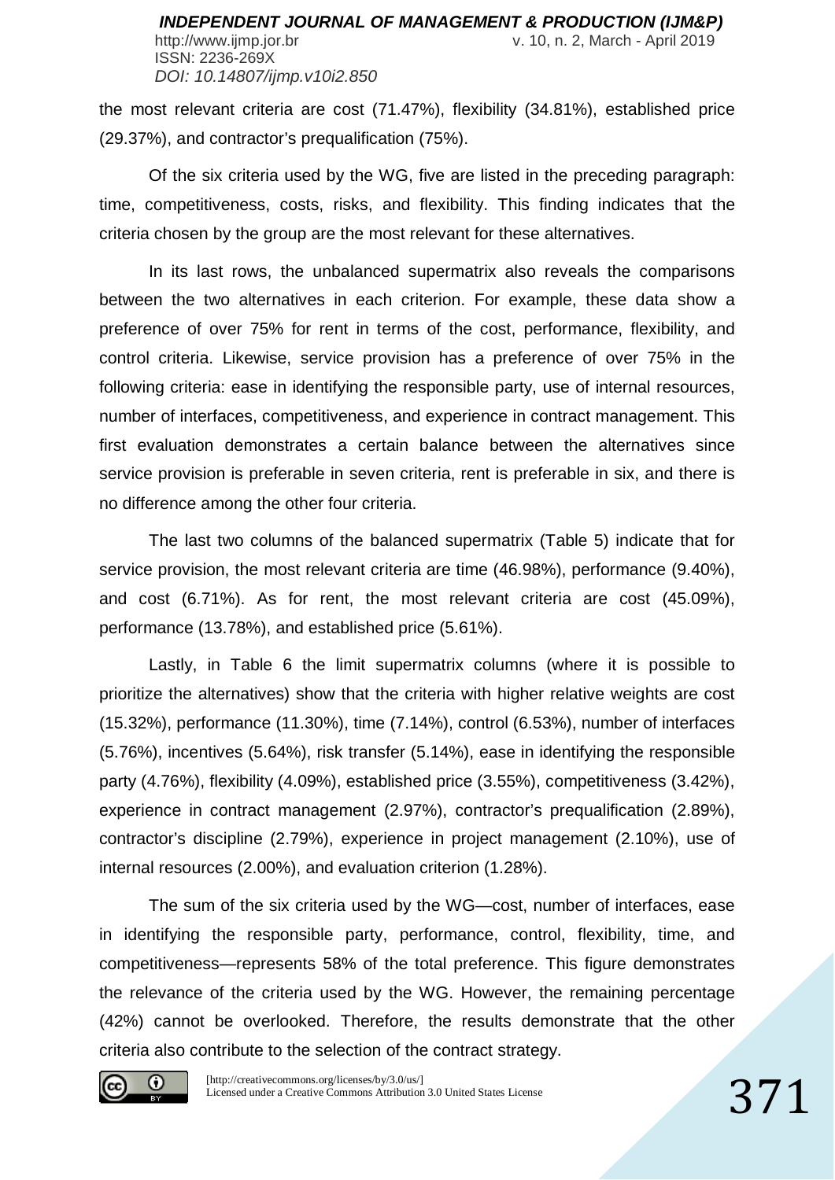the most relevant criteria are cost (71.47%), flexibility (34.81%), established price (29.37%), and contractor's prequalification (75%).

Of the six criteria used by the WG, five are listed in the preceding paragraph: time, competitiveness, costs, risks, and flexibility. This finding indicates that the criteria chosen by the group are the most relevant for these alternatives.

In its last rows, the unbalanced supermatrix also reveals the comparisons between the two alternatives in each criterion. For example, these data show a preference of over 75% for rent in terms of the cost, performance, flexibility, and control criteria. Likewise, service provision has a preference of over 75% in the following criteria: ease in identifying the responsible party, use of internal resources, number of interfaces, competitiveness, and experience in contract management. This first evaluation demonstrates a certain balance between the alternatives since service provision is preferable in seven criteria, rent is preferable in six, and there is no difference among the other four criteria.

The last two columns of the balanced supermatrix (Table 5) indicate that for service provision, the most relevant criteria are time (46.98%), performance (9.40%), and cost (6.71%). As for rent, the most relevant criteria are cost (45.09%), performance (13.78%), and established price (5.61%).

Lastly, in Table 6 the limit supermatrix columns (where it is possible to prioritize the alternatives) show that the criteria with higher relative weights are cost (15.32%), performance (11.30%), time (7.14%), control (6.53%), number of interfaces (5.76%), incentives (5.64%), risk transfer (5.14%), ease in identifying the responsible party (4.76%), flexibility (4.09%), established price (3.55%), competitiveness (3.42%), experience in contract management (2.97%), contractor's prequalification (2.89%), contractor's discipline (2.79%), experience in project management (2.10%), use of internal resources (2.00%), and evaluation criterion (1.28%).

The sum of the six criteria used by the WG—cost, number of interfaces, ease in identifying the responsible party, performance, control, flexibility, time, and competitiveness—represents 58% of the total preference. This figure demonstrates the relevance of the criteria used by the WG. However, the remaining percentage (42%) cannot be overlooked. Therefore, the results demonstrate that the other criteria also contribute to the selection of the contract strategy.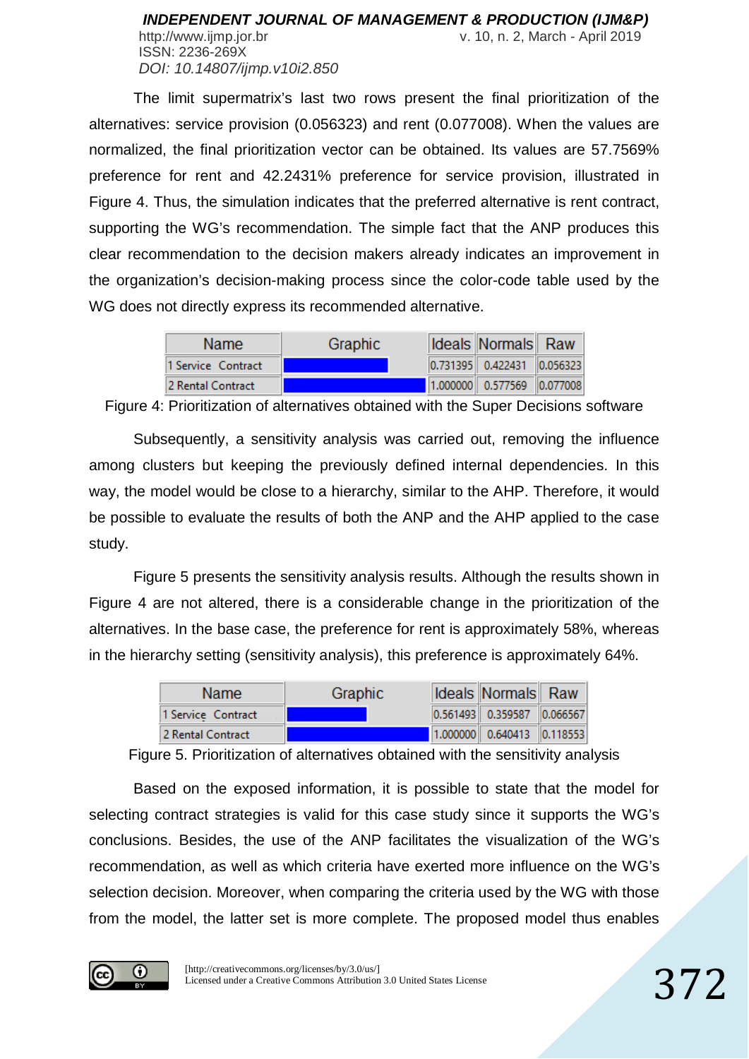The limit supermatrix's last two rows present the final prioritization of the alternatives: service provision (0.056323) and rent (0.077008). When the values are normalized, the final prioritization vector can be obtained. Its values are 57.7569% preference for rent and 42.2431% preference for service provision, illustrated in Figure 4. Thus, the simulation indicates that the preferred alternative is rent contract, supporting the WG's recommendation. The simple fact that the ANP produces this clear recommendation to the decision makers already indicates an improvement in the organization's decision-making process since the color-code table used by the WG does not directly express its recommended alternative.

| Name | Graphic | Ideals | Normals | Raw |
|---|---|---|---|---|
| 1 Service Contract | | 0.731395 | 0.422431 | 0.056323 |
| 2 Rental Contract | | 1.000000 | 0.577569 | 0.077008 |

Figure 4: Prioritization of alternatives obtained with the Super Decisions software

Subsequently, a sensitivity analysis was carried out, removing the influence among clusters but keeping the previously defined internal dependencies. In this way, the model would be close to a hierarchy, similar to the AHP. Therefore, it would be possible to evaluate the results of both the ANP and the AHP applied to the case study.

Figure 5 presents the sensitivity analysis results. Although the results shown in Figure 4 are not altered, there is a considerable change in the prioritization of the alternatives. In the base case, the preference for rent is approximately 58%, whereas in the hierarchy setting (sensitivity analysis), this preference is approximately 64%.

| Name | Graphic | Ideals | Normals | Raw |
|---|---|---|---|---|
| 1 Service Contract | | 0.561493 | 0.359587 | 0.066567 |
| 2 Rental Contract | | 1.000000 | 0.640413 | 0.118553 |

Figure 5. Prioritization of alternatives obtained with the sensitivity analysis

Based on the exposed information, it is possible to state that the model for selecting contract strategies is valid for this case study since it supports the WG's conclusions. Besides, the use of the ANP facilitates the visualization of the WG's recommendation, as well as which criteria have exerted more influence on the WG's selection decision. Moreover, when comparing the criteria used by the WG with those from the model, the latter set is more complete. The proposed model thus enables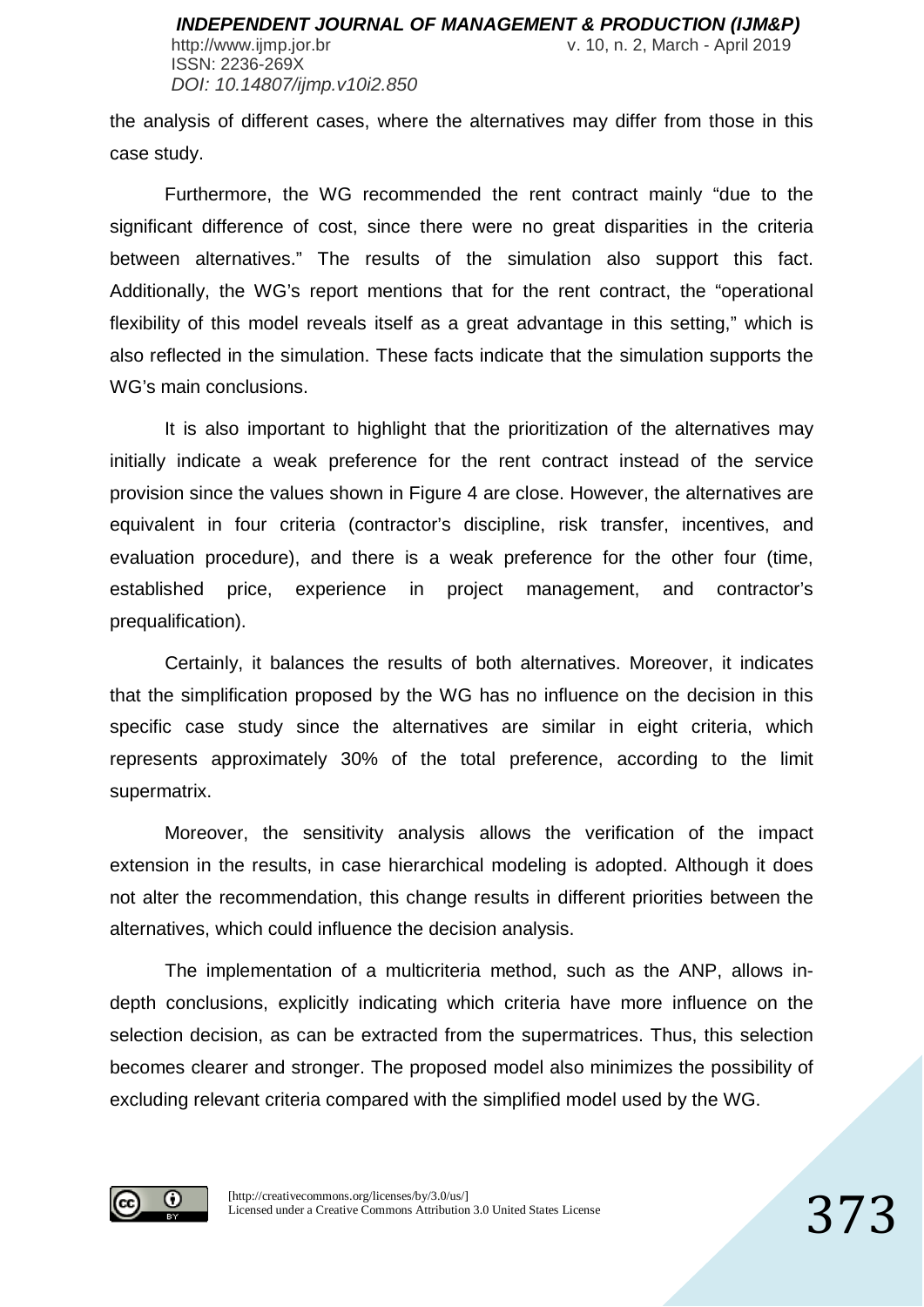the analysis of different cases, where the alternatives may differ from those in this case study.

Furthermore, the WG recommended the rent contract mainly "due to the significant difference of cost, since there were no great disparities in the criteria between alternatives." The results of the simulation also support this fact. Additionally, the WG's report mentions that for the rent contract, the "operational flexibility of this model reveals itself as a great advantage in this setting," which is also reflected in the simulation. These facts indicate that the simulation supports the WG's main conclusions.

It is also important to highlight that the prioritization of the alternatives may initially indicate a weak preference for the rent contract instead of the service provision since the values shown in Figure 4 are close. However, the alternatives are equivalent in four criteria (contractor's discipline, risk transfer, incentives, and evaluation procedure), and there is a weak preference for the other four (time, established price, experience in project management, and contractor's prequalification).

Certainly, it balances the results of both alternatives. Moreover, it indicates that the simplification proposed by the WG has no influence on the decision in this specific case study since the alternatives are similar in eight criteria, which represents approximately 30% of the total preference, according to the limit supermatrix.

Moreover, the sensitivity analysis allows the verification of the impact extension in the results, in case hierarchical modeling is adopted. Although it does not alter the recommendation, this change results in different priorities between the alternatives, which could influence the decision analysis.

The implementation of a multicriteria method, such as the ANP, allows in-depth conclusions, explicitly indicating which criteria have more influence on the selection decision, as can be extracted from the supermatrices. Thus, this selection becomes clearer and stronger. The proposed model also minimizes the possibility of excluding relevant criteria compared with the simplified model used by the WG.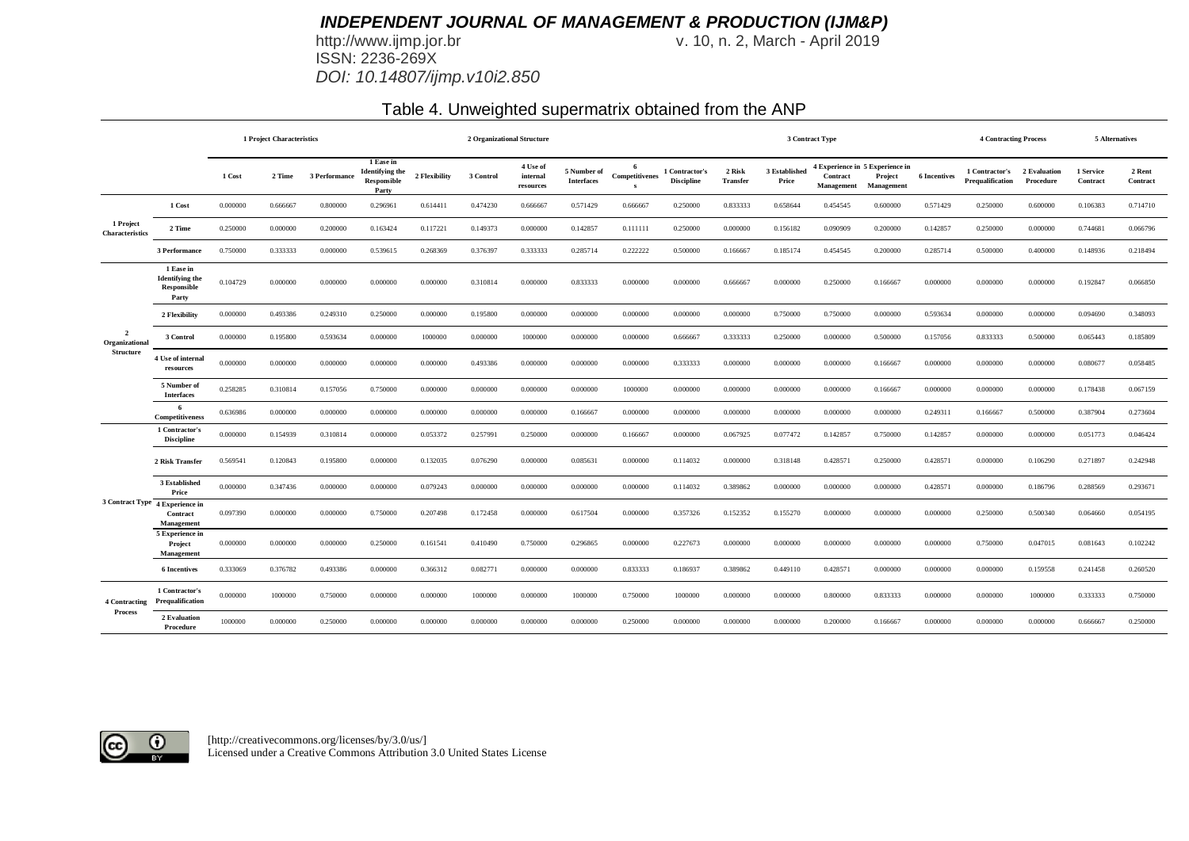Table 4. Unweighted supermatrix obtained from the ANP

| | | 1 Project Characteristics | | | 2 Organizational Structure | | | | | | 3 Contract Type | | | | | | 4 Contracting Process | | 5 Alternatives | |
|---|---|---|---|---|---|---|---|---|---|---|---|---|---|---|---|---|---|---|---|---|
| | | 1 Cost | 2 Time | 3 Performance | 1 Ease in Identifying the Responsible Party | 2 Flexibility | 3 Control | 4 Use of internal resources | 5 Number of Interfaces | 6 Competitiveness | 1 Contractor's Discipline | 2 Risk Transfer | 3 Established Price | 4 Experience in Contract Management | 5 Experience in Project Management | 6 Incentives | 1 Contractor's Prequalification | 2 Evaluation Procedure | 1 Service Contract | 2 Rent Contract |
| 1 Project Characteristics | 1 Cost | 0.000000 | 0.666667 | 0.800000 | 0.296961 | 0.614411 | 0.474230 | 0.666667 | 0.571429 | 0.666667 | 0.250000 | 0.833333 | 0.658644 | 0.454545 | 0.600000 | 0.571429 | 0.250000 | 0.600000 | 0.106383 | 0.714710 |
| | 2 Time | 0.250000 | 0.000000 | 0.200000 | 0.163424 | 0.117221 | 0.149373 | 0.000000 | 0.142857 | 0.111111 | 0.250000 | 0.000000 | 0.156182 | 0.090909 | 0.200000 | 0.142857 | 0.250000 | 0.000000 | 0.744681 | 0.066796 |
| | 3 Performance | 0.750000 | 0.333333 | 0.000000 | 0.539615 | 0.268369 | 0.376397 | 0.333333 | 0.285714 | 0.222222 | 0.500000 | 0.166667 | 0.185174 | 0.454545 | 0.200000 | 0.285714 | 0.500000 | 0.400000 | 0.148936 | 0.218494 |
| 2 Organizational Structure | 1 Ease in Identifying the Responsible Party | 0.104729 | 0.000000 | 0.000000 | 0.000000 | 0.000000 | 0.310814 | 0.000000 | 0.833333 | 0.000000 | 0.000000 | 0.666667 | 0.000000 | 0.250000 | 0.166667 | 0.000000 | 0.000000 | 0.000000 | 0.192847 | 0.066850 |
| | 2 Flexibility | 0.000000 | 0.493386 | 0.249310 | 0.250000 | 0.000000 | 0.195800 | 0.000000 | 0.000000 | 0.000000 | 0.000000 | 0.000000 | 0.750000 | 0.750000 | 0.000000 | 0.593634 | 0.000000 | 0.000000 | 0.094690 | 0.348093 |
| | 3 Control | 0.000000 | 0.195800 | 0.593634 | 0.000000 | 1000000 | 0.000000 | 1000000 | 0.000000 | 0.000000 | 0.666667 | 0.333333 | 0.250000 | 0.000000 | 0.500000 | 0.157056 | 0.833333 | 0.500000 | 0.065443 | 0.185809 |
| | 4 Use of internal resources | 0.000000 | 0.000000 | 0.000000 | 0.000000 | 0.000000 | 0.493386 | 0.000000 | 0.000000 | 0.000000 | 0.333333 | 0.000000 | 0.000000 | 0.000000 | 0.166667 | 0.000000 | 0.000000 | 0.000000 | 0.080677 | 0.058485 |
| | 5 Number of Interfaces | 0.258285 | 0.310814 | 0.157056 | 0.750000 | 0.000000 | 0.000000 | 0.000000 | 0.000000 | 1000000 | 0.000000 | 0.000000 | 0.000000 | 0.000000 | 0.166667 | 0.000000 | 0.000000 | 0.000000 | 0.178438 | 0.067159 |
| | 6 Competitiveness | 0.636986 | 0.000000 | 0.000000 | 0.000000 | 0.000000 | 0.000000 | 0.000000 | 0.166667 | 0.000000 | 0.000000 | 0.000000 | 0.000000 | 0.000000 | 0.000000 | 0.249311 | 0.166667 | 0.500000 | 0.387904 | 0.273604 |
| 3 Contract Type | 1 Contractor's Discipline | 0.000000 | 0.154939 | 0.310814 | 0.000000 | 0.053372 | 0.257991 | 0.250000 | 0.000000 | 0.166667 | 0.000000 | 0.067925 | 0.077472 | 0.142857 | 0.750000 | 0.142857 | 0.000000 | 0.000000 | 0.051773 | 0.046424 |
| | 2 Risk Transfer | 0.569541 | 0.120843 | 0.195800 | 0.000000 | 0.132035 | 0.076290 | 0.000000 | 0.085631 | 0.000000 | 0.114032 | 0.000000 | 0.318148 | 0.428571 | 0.250000 | 0.428571 | 0.000000 | 0.106290 | 0.271897 | 0.242948 |
| | 3 Established Price | 0.000000 | 0.347436 | 0.000000 | 0.000000 | 0.079243 | 0.000000 | 0.000000 | 0.000000 | 0.000000 | 0.114032 | 0.389862 | 0.000000 | 0.000000 | 0.000000 | 0.428571 | 0.000000 | 0.186796 | 0.288569 | 0.293671 |
| | 4 Experience in Contract Management | 0.097390 | 0.000000 | 0.000000 | 0.750000 | 0.207498 | 0.172458 | 0.000000 | 0.617504 | 0.000000 | 0.357326 | 0.152352 | 0.155270 | 0.000000 | 0.000000 | 0.000000 | 0.250000 | 0.500340 | 0.064660 | 0.054195 |
| | 5 Experience in Project Management | 0.000000 | 0.000000 | 0.000000 | 0.250000 | 0.161541 | 0.410490 | 0.750000 | 0.296865 | 0.000000 | 0.227673 | 0.000000 | 0.000000 | 0.000000 | 0.000000 | 0.000000 | 0.750000 | 0.047015 | 0.081643 | 0.102242 |
| | 6 Incentives | 0.333069 | 0.376782 | 0.493386 | 0.000000 | 0.366312 | 0.082771 | 0.000000 | 0.000000 | 0.833333 | 0.186937 | 0.389862 | 0.449110 | 0.428571 | 0.000000 | 0.000000 | 0.000000 | 0.159558 | 0.241458 | 0.260520 |
| 4 Contracting Process | 1 Contractor's Prequalification | 0.000000 | 1000000 | 0.750000 | 0.000000 | 0.000000 | 1000000 | 0.000000 | 1000000 | 0.750000 | 1000000 | 0.000000 | 0.000000 | 0.800000 | 0.833333 | 0.000000 | 0.000000 | 1000000 | 0.333333 | 0.750000 |
| | 2 Evaluation Procedure | 1000000 | 0.000000 | 0.250000 | 0.000000 | 0.000000 | 0.000000 | 0.000000 | 0.000000 | 0.250000 | 0.000000 | 0.000000 | 0.000000 | 0.200000 | 0.166667 | 0.000000 | 0.000000 | 0.000000 | 0.666667 | 0.250000 |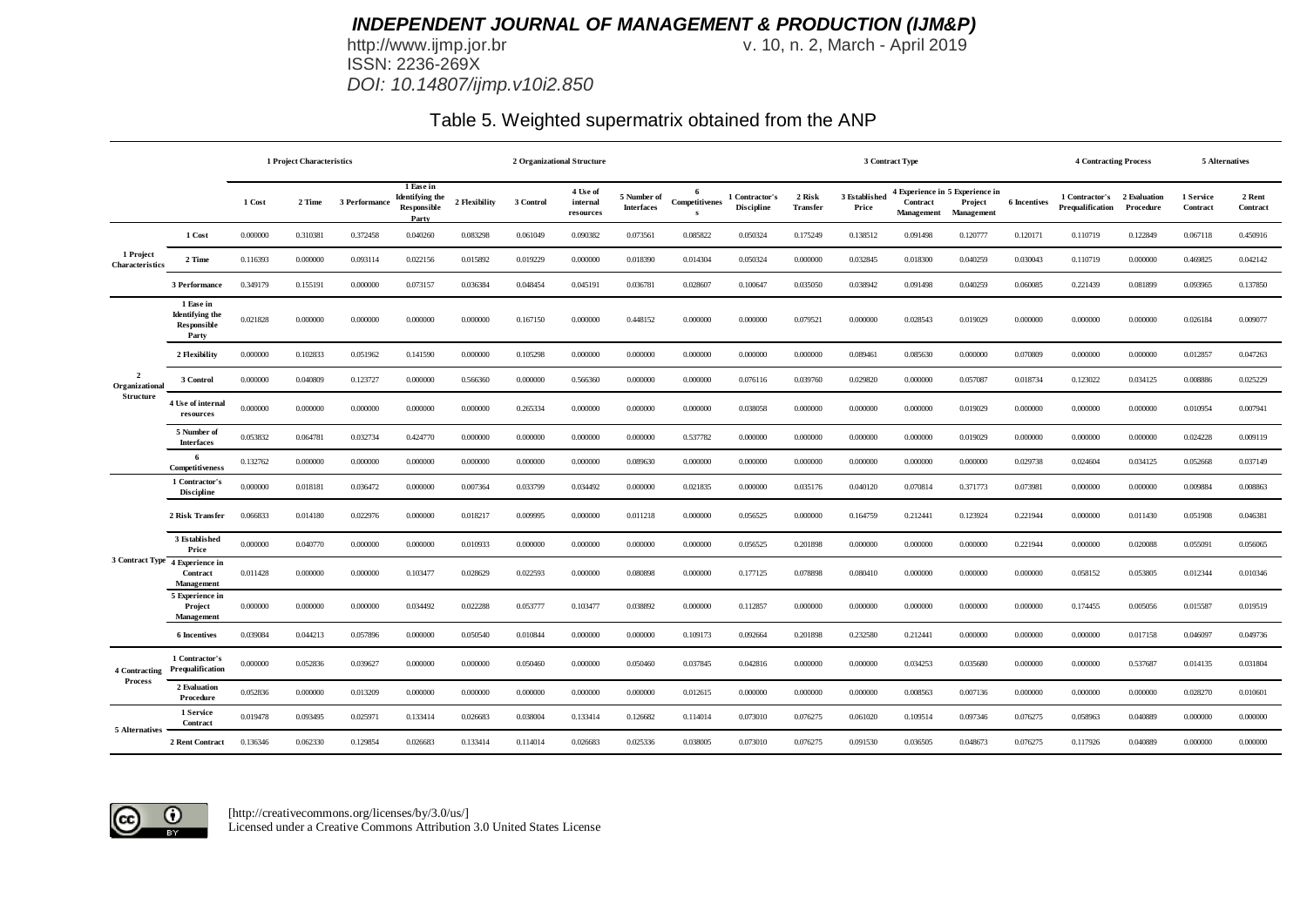Table 5. Weighted supermatrix obtained from the ANP

| | | 1 Project Characteristics | | | 2 Organizational Structure | | | | | | 3 Contract Type | | | | | | 4 Contracting Process | | 5 Alternatives | |
|---|---|---|---|---|---|---|---|---|---|---|---|---|---|---|---|---|---|---|---|---|
| | | 1 Cost | 2 Time | 3 Performance | 1 Ease in Identifying the Responsible Party | 2 Flexibility | 3 Control | 4 Use of internal resources | 5 Number of Interfaces | 6 Competitiveness | 1 Contractor's Discipline | 2 Risk Transfer | 3 Established Price | 4 Experience in Contract Management | 5 Experience in Project Management | 6 Incentives | 1 Contractor's Prequalification | 2 Evaluation Procedure | 1 Service Contract | 2 Rent Contract |
| 1 Project Characteristics | 1 Cost | 0.000000 | 0.310381 | 0.372458 | 0.040260 | 0.083298 | 0.061049 | 0.090382 | 0.073561 | 0.085822 | 0.050324 | 0.175249 | 0.138512 | 0.091498 | 0.120777 | 0.120171 | 0.110719 | 0.122849 | 0.067118 | 0.450916 |
| | 2 Time | 0.116393 | 0.000000 | 0.093114 | 0.022156 | 0.015892 | 0.019229 | 0.000000 | 0.018390 | 0.014304 | 0.050324 | 0.000000 | 0.032845 | 0.018300 | 0.040259 | 0.030043 | 0.110719 | 0.000000 | 0.469825 | 0.042142 |
| | 3 Performance | 0.349179 | 0.155191 | 0.000000 | 0.073157 | 0.036384 | 0.048454 | 0.045191 | 0.036781 | 0.028607 | 0.100647 | 0.035050 | 0.038942 | 0.091498 | 0.040259 | 0.060085 | 0.221439 | 0.081899 | 0.093965 | 0.137850 |
| 2 Organizational Structure | 1 Ease in Identifying the Responsible Party | 0.021828 | 0.000000 | 0.000000 | 0.000000 | 0.000000 | 0.167150 | 0.000000 | 0.448152 | 0.000000 | 0.000000 | 0.079521 | 0.000000 | 0.028543 | 0.019029 | 0.000000 | 0.000000 | 0.000000 | 0.026184 | 0.009077 |
| | 2 Flexibility | 0.000000 | 0.102833 | 0.051962 | 0.141590 | 0.000000 | 0.105298 | 0.000000 | 0.000000 | 0.000000 | 0.000000 | 0.000000 | 0.089461 | 0.085630 | 0.000000 | 0.070809 | 0.000000 | 0.000000 | 0.012857 | 0.047263 |
| | 3 Control | 0.000000 | 0.040809 | 0.123727 | 0.000000 | 0.566360 | 0.000000 | 0.566360 | 0.000000 | 0.000000 | 0.076116 | 0.039760 | 0.029820 | 0.000000 | 0.057087 | 0.018734 | 0.123022 | 0.034125 | 0.008886 | 0.025229 |
| | 4 Use of internal resources | 0.000000 | 0.000000 | 0.000000 | 0.000000 | 0.000000 | 0.265334 | 0.000000 | 0.000000 | 0.000000 | 0.038058 | 0.000000 | 0.000000 | 0.000000 | 0.019029 | 0.000000 | 0.000000 | 0.000000 | 0.010954 | 0.007941 |
| | 5 Number of Interfaces | 0.053832 | 0.064781 | 0.032734 | 0.424770 | 0.000000 | 0.000000 | 0.000000 | 0.000000 | 0.537782 | 0.000000 | 0.000000 | 0.000000 | 0.000000 | 0.019029 | 0.000000 | 0.000000 | 0.000000 | 0.024228 | 0.009119 |
| | 6 Competitiveness | 0.132762 | 0.000000 | 0.000000 | 0.000000 | 0.000000 | 0.000000 | 0.000000 | 0.089630 | 0.000000 | 0.000000 | 0.000000 | 0.000000 | 0.000000 | 0.000000 | 0.029738 | 0.024604 | 0.034125 | 0.052668 | 0.037149 |
| 3 Contract Type | 1 Contractor's Discipline | 0.000000 | 0.018181 | 0.036472 | 0.000000 | 0.007364 | 0.033799 | 0.034492 | 0.000000 | 0.021835 | 0.000000 | 0.035176 | 0.040120 | 0.070814 | 0.371773 | 0.073981 | 0.000000 | 0.000000 | 0.009884 | 0.008863 |
| | 2 Risk Transfer | 0.066833 | 0.014180 | 0.022976 | 0.000000 | 0.018217 | 0.009995 | 0.000000 | 0.011218 | 0.000000 | 0.056525 | 0.000000 | 0.164759 | 0.212441 | 0.123924 | 0.221944 | 0.000000 | 0.011430 | 0.051908 | 0.046381 |
| | 3 Established Price | 0.000000 | 0.040770 | 0.000000 | 0.000000 | 0.010933 | 0.000000 | 0.000000 | 0.000000 | 0.000000 | 0.056525 | 0.201898 | 0.000000 | 0.000000 | 0.000000 | 0.221944 | 0.000000 | 0.020088 | 0.055091 | 0.056065 |
| | 4 Experience in Contract Management | 0.011428 | 0.000000 | 0.000000 | 0.103477 | 0.028629 | 0.022593 | 0.000000 | 0.080898 | 0.000000 | 0.177125 | 0.078898 | 0.080410 | 0.000000 | 0.000000 | 0.000000 | 0.058152 | 0.053805 | 0.012344 | 0.010346 |
| | 5 Experience in Project Management | 0.000000 | 0.000000 | 0.000000 | 0.034492 | 0.022288 | 0.053777 | 0.103477 | 0.038892 | 0.000000 | 0.112857 | 0.000000 | 0.000000 | 0.000000 | 0.000000 | 0.000000 | 0.174455 | 0.005056 | 0.015587 | 0.019519 |
| | 6 Incentives | 0.039084 | 0.044213 | 0.057896 | 0.000000 | 0.050540 | 0.010844 | 0.000000 | 0.000000 | 0.109173 | 0.092664 | 0.201898 | 0.232580 | 0.212441 | 0.000000 | 0.000000 | 0.000000 | 0.017158 | 0.046097 | 0.049736 |
| 4 Contracting Process | 1 Contractor's Prequalification | 0.000000 | 0.052836 | 0.039627 | 0.000000 | 0.000000 | 0.050460 | 0.000000 | 0.050460 | 0.037845 | 0.042816 | 0.000000 | 0.000000 | 0.034253 | 0.035680 | 0.000000 | 0.000000 | 0.537687 | 0.014135 | 0.031804 |
| | 2 Evaluation Procedure | 0.052836 | 0.000000 | 0.013209 | 0.000000 | 0.000000 | 0.000000 | 0.000000 | 0.000000 | 0.012615 | 0.000000 | 0.000000 | 0.000000 | 0.008563 | 0.007136 | 0.000000 | 0.000000 | 0.000000 | 0.028270 | 0.010601 |
| 5 Alternatives | 1 Service Contract | 0.019478 | 0.093495 | 0.025971 | 0.133414 | 0.026683 | 0.038004 | 0.133414 | 0.126682 | 0.114014 | 0.073010 | 0.076275 | 0.061020 | 0.109514 | 0.097346 | 0.076275 | 0.058963 | 0.040889 | 0.000000 | 0.000000 |
| | 2 Rent Contract | 0.136346 | 0.062330 | 0.129854 | 0.026683 | 0.133414 | 0.114014 | 0.026683 | 0.025336 | 0.038005 | 0.073010 | 0.076275 | 0.091530 | 0.036505 | 0.048673 | 0.076275 | 0.117926 | 0.040889 | 0.000000 | 0.000000 |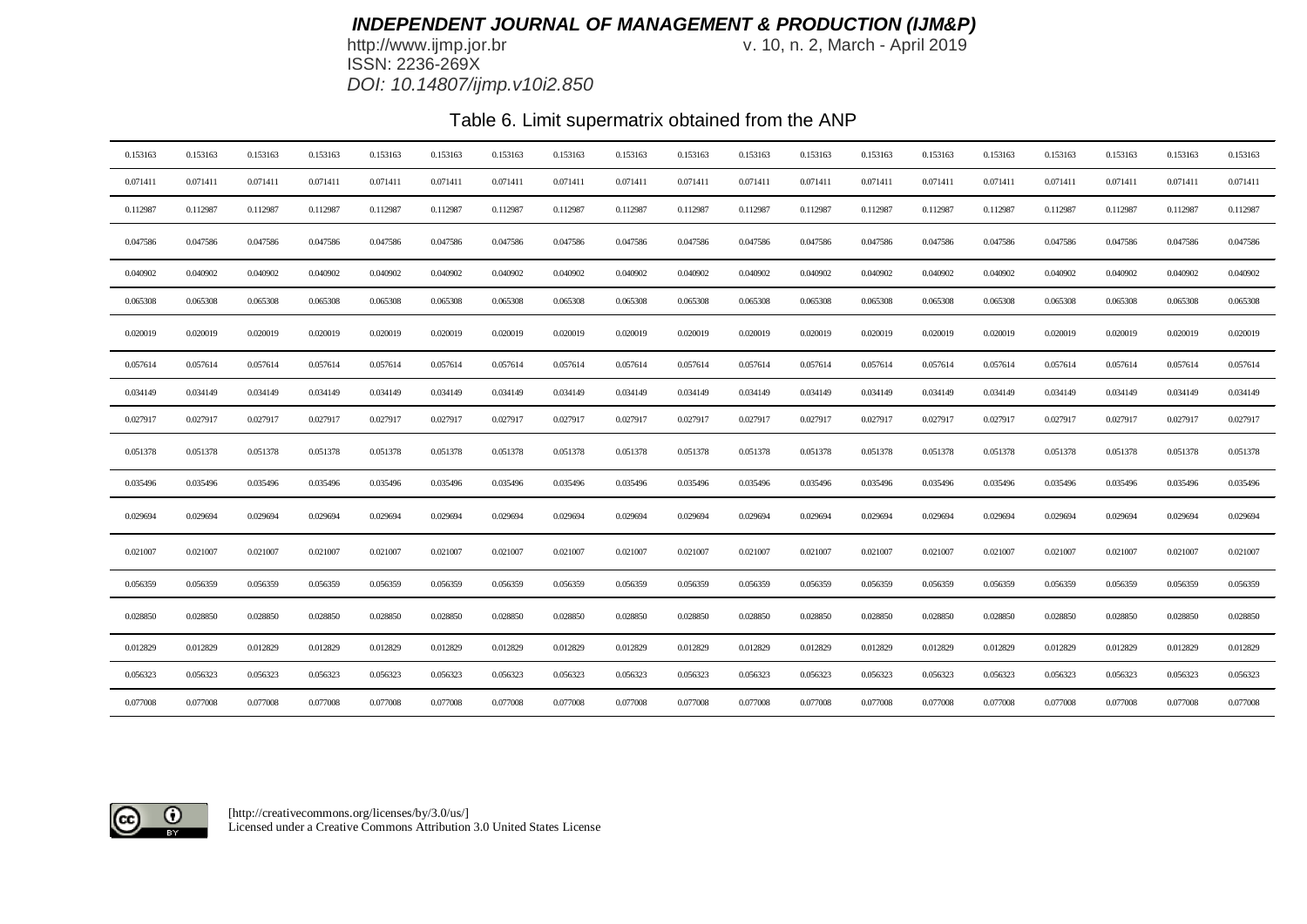Table 6. Limit supermatrix obtained from the ANP

| | | | | | | | | | | | | | | | | | | |
|---|---|---|---|---|---|---|---|---|---|---|---|---|---|---|---|---|---|---|
| 0.153163 | 0.153163 | 0.153163 | 0.153163 | 0.153163 | 0.153163 | 0.153163 | 0.153163 | 0.153163 | 0.153163 | 0.153163 | 0.153163 | 0.153163 | 0.153163 | 0.153163 | 0.153163 | 0.153163 | 0.153163 | 0.153163 |
| 0.071411 | 0.071411 | 0.071411 | 0.071411 | 0.071411 | 0.071411 | 0.071411 | 0.071411 | 0.071411 | 0.071411 | 0.071411 | 0.071411 | 0.071411 | 0.071411 | 0.071411 | 0.071411 | 0.071411 | 0.071411 | 0.071411 |
| 0.112987 | 0.112987 | 0.112987 | 0.112987 | 0.112987 | 0.112987 | 0.112987 | 0.112987 | 0.112987 | 0.112987 | 0.112987 | 0.112987 | 0.112987 | 0.112987 | 0.112987 | 0.112987 | 0.112987 | 0.112987 | 0.112987 |
| 0.047586 | 0.047586 | 0.047586 | 0.047586 | 0.047586 | 0.047586 | 0.047586 | 0.047586 | 0.047586 | 0.047586 | 0.047586 | 0.047586 | 0.047586 | 0.047586 | 0.047586 | 0.047586 | 0.047586 | 0.047586 | 0.047586 |
| 0.040902 | 0.040902 | 0.040902 | 0.040902 | 0.040902 | 0.040902 | 0.040902 | 0.040902 | 0.040902 | 0.040902 | 0.040902 | 0.040902 | 0.040902 | 0.040902 | 0.040902 | 0.040902 | 0.040902 | 0.040902 | 0.040902 |
| 0.065308 | 0.065308 | 0.065308 | 0.065308 | 0.065308 | 0.065308 | 0.065308 | 0.065308 | 0.065308 | 0.065308 | 0.065308 | 0.065308 | 0.065308 | 0.065308 | 0.065308 | 0.065308 | 0.065308 | 0.065308 | 0.065308 |
| 0.020019 | 0.020019 | 0.020019 | 0.020019 | 0.020019 | 0.020019 | 0.020019 | 0.020019 | 0.020019 | 0.020019 | 0.020019 | 0.020019 | 0.020019 | 0.020019 | 0.020019 | 0.020019 | 0.020019 | 0.020019 | 0.020019 |
| 0.057614 | 0.057614 | 0.057614 | 0.057614 | 0.057614 | 0.057614 | 0.057614 | 0.057614 | 0.057614 | 0.057614 | 0.057614 | 0.057614 | 0.057614 | 0.057614 | 0.057614 | 0.057614 | 0.057614 | 0.057614 | 0.057614 |
| 0.034149 | 0.034149 | 0.034149 | 0.034149 | 0.034149 | 0.034149 | 0.034149 | 0.034149 | 0.034149 | 0.034149 | 0.034149 | 0.034149 | 0.034149 | 0.034149 | 0.034149 | 0.034149 | 0.034149 | 0.034149 | 0.034149 |
| 0.027917 | 0.027917 | 0.027917 | 0.027917 | 0.027917 | 0.027917 | 0.027917 | 0.027917 | 0.027917 | 0.027917 | 0.027917 | 0.027917 | 0.027917 | 0.027917 | 0.027917 | 0.027917 | 0.027917 | 0.027917 | 0.027917 |
| 0.051378 | 0.051378 | 0.051378 | 0.051378 | 0.051378 | 0.051378 | 0.051378 | 0.051378 | 0.051378 | 0.051378 | 0.051378 | 0.051378 | 0.051378 | 0.051378 | 0.051378 | 0.051378 | 0.051378 | 0.051378 | 0.051378 |
| 0.035496 | 0.035496 | 0.035496 | 0.035496 | 0.035496 | 0.035496 | 0.035496 | 0.035496 | 0.035496 | 0.035496 | 0.035496 | 0.035496 | 0.035496 | 0.035496 | 0.035496 | 0.035496 | 0.035496 | 0.035496 | 0.035496 |
| 0.029694 | 0.029694 | 0.029694 | 0.029694 | 0.029694 | 0.029694 | 0.029694 | 0.029694 | 0.029694 | 0.029694 | 0.029694 | 0.029694 | 0.029694 | 0.029694 | 0.029694 | 0.029694 | 0.029694 | 0.029694 | 0.029694 |
| 0.021007 | 0.021007 | 0.021007 | 0.021007 | 0.021007 | 0.021007 | 0.021007 | 0.021007 | 0.021007 | 0.021007 | 0.021007 | 0.021007 | 0.021007 | 0.021007 | 0.021007 | 0.021007 | 0.021007 | 0.021007 | 0.021007 |
| 0.056359 | 0.056359 | 0.056359 | 0.056359 | 0.056359 | 0.056359 | 0.056359 | 0.056359 | 0.056359 | 0.056359 | 0.056359 | 0.056359 | 0.056359 | 0.056359 | 0.056359 | 0.056359 | 0.056359 | 0.056359 | 0.056359 |
| 0.028850 | 0.028850 | 0.028850 | 0.028850 | 0.028850 | 0.028850 | 0.028850 | 0.028850 | 0.028850 | 0.028850 | 0.028850 | 0.028850 | 0.028850 | 0.028850 | 0.028850 | 0.028850 | 0.028850 | 0.028850 | 0.028850 |
| 0.012829 | 0.012829 | 0.012829 | 0.012829 | 0.012829 | 0.012829 | 0.012829 | 0.012829 | 0.012829 | 0.012829 | 0.012829 | 0.012829 | 0.012829 | 0.012829 | 0.012829 | 0.012829 | 0.012829 | 0.012829 | 0.012829 |
| 0.056323 | 0.056323 | 0.056323 | 0.056323 | 0.056323 | 0.056323 | 0.056323 | 0.056323 | 0.056323 | 0.056323 | 0.056323 | 0.056323 | 0.056323 | 0.056323 | 0.056323 | 0.056323 | 0.056323 | 0.056323 | 0.056323 |
| 0.077008 | 0.077008 | 0.077008 | 0.077008 | 0.077008 | 0.077008 | 0.077008 | 0.077008 | 0.077008 | 0.077008 | 0.077008 | 0.077008 | 0.077008 | 0.077008 | 0.077008 | 0.077008 | 0.077008 | 0.077008 | 0.077008 |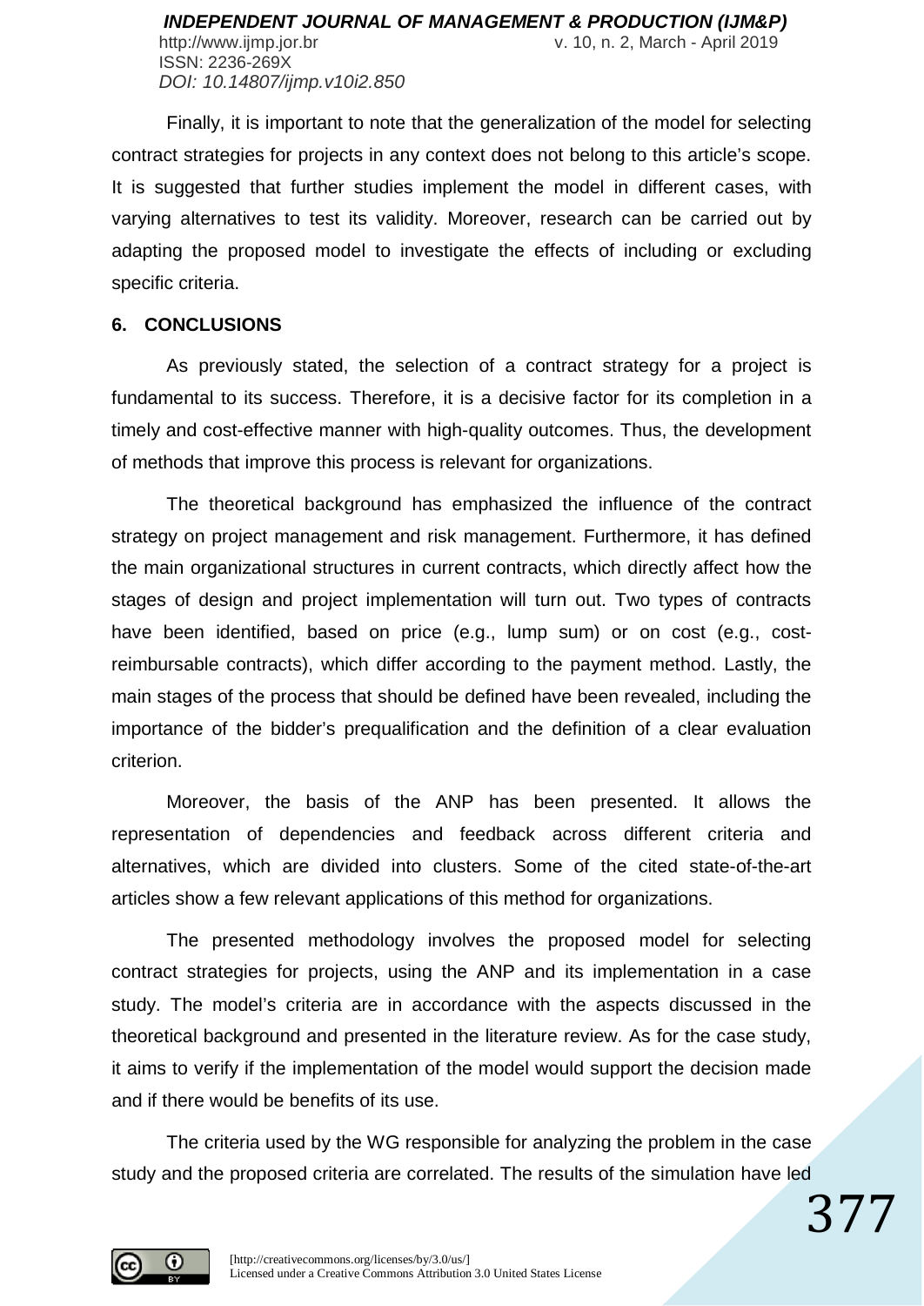Finally, it is important to note that the generalization of the model for selecting contract strategies for projects in any context does not belong to this article's scope. It is suggested that further studies implement the model in different cases, with varying alternatives to test its validity. Moreover, research can be carried out by adapting the proposed model to investigate the effects of including or excluding specific criteria.

## 6. CONCLUSIONS

As previously stated, the selection of a contract strategy for a project is fundamental to its success. Therefore, it is a decisive factor for its completion in a timely and cost-effective manner with high-quality outcomes. Thus, the development of methods that improve this process is relevant for organizations.

The theoretical background has emphasized the influence of the contract strategy on project management and risk management. Furthermore, it has defined the main organizational structures in current contracts, which directly affect how the stages of design and project implementation will turn out. Two types of contracts have been identified, based on price (e.g., lump sum) or on cost (e.g., cost-reimbursable contracts), which differ according to the payment method. Lastly, the main stages of the process that should be defined have been revealed, including the importance of the bidder's prequalification and the definition of a clear evaluation criterion.

Moreover, the basis of the ANP has been presented. It allows the representation of dependencies and feedback across different criteria and alternatives, which are divided into clusters. Some of the cited state-of-the-art articles show a few relevant applications of this method for organizations.

The presented methodology involves the proposed model for selecting contract strategies for projects, using the ANP and its implementation in a case study. The model's criteria are in accordance with the aspects discussed in the theoretical background and presented in the literature review. As for the case study, it aims to verify if the implementation of the model would support the decision made and if there would be benefits of its use.

The criteria used by the WG responsible for analyzing the problem in the case study and the proposed criteria are correlated. The results of the simulation have led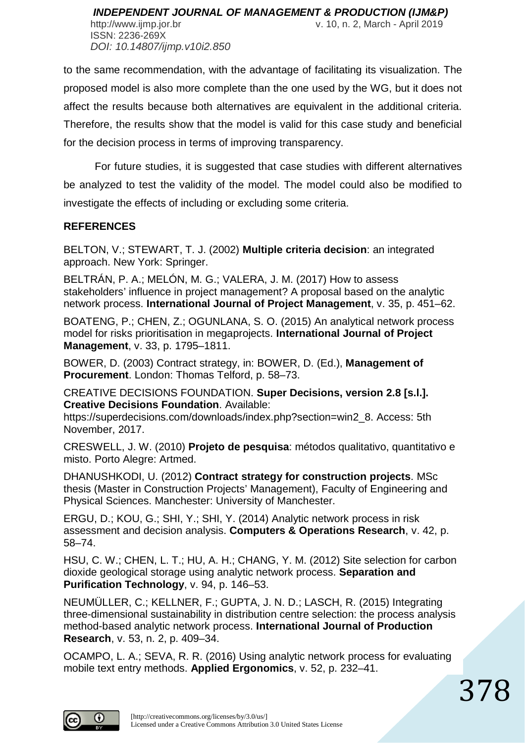to the same recommendation, with the advantage of facilitating its visualization. The proposed model is also more complete than the one used by the WG, but it does not affect the results because both alternatives are equivalent in the additional criteria. Therefore, the results show that the model is valid for this case study and beneficial for the decision process in terms of improving transparency.

For future studies, it is suggested that case studies with different alternatives be analyzed to test the validity of the model. The model could also be modified to investigate the effects of including or excluding some criteria.

## REFERENCES

BELTON, V.; STEWART, T. J. (2002) **Multiple criteria decision**: an integrated approach. New York: Springer.

BELTRÁN, P. A.; MELÓN, M. G.; VALERA, J. M. (2017) How to assess stakeholders' influence in project management? A proposal based on the analytic network process. **International Journal of Project Management**, v. 35, p. 451–62.

BOATENG, P.; CHEN, Z.; OGUNLANA, S. O. (2015) An analytical network process model for risks prioritisation in megaprojects. **International Journal of Project Management**, v. 33, p. 1795–1811.

BOWER, D. (2003) Contract strategy, in: BOWER, D. (Ed.), **Management of Procurement**. London: Thomas Telford, p. 58–73.

CREATIVE DECISIONS FOUNDATION. **Super Decisions, version 2.8 [s.l.]. Creative Decisions Foundation**. Available: https://superdecisions.com/downloads/index.php?section=win2_8. Access: 5th November, 2017.

CRESWELL, J. W. (2010) **Projeto de pesquisa**: métodos qualitativo, quantitativo e misto. Porto Alegre: Artmed.

DHANUSHKODI, U. (2012) **Contract strategy for construction projects**. MSc thesis (Master in Construction Projects' Management), Faculty of Engineering and Physical Sciences. Manchester: University of Manchester.

ERGU, D.; KOU, G.; SHI, Y.; SHI, Y. (2014) Analytic network process in risk assessment and decision analysis. **Computers & Operations Research**, v. 42, p. 58–74.

HSU, C. W.; CHEN, L. T.; HU, A. H.; CHANG, Y. M. (2012) Site selection for carbon dioxide geological storage using analytic network process. **Separation and Purification Technology**, v. 94, p. 146–53.

NEUMÜLLER, C.; KELLNER, F.; GUPTA, J. N. D.; LASCH, R. (2015) Integrating three-dimensional sustainability in distribution centre selection: the process analysis method-based analytic network process. **International Journal of Production Research**, v. 53, n. 2, p. 409–34.

OCAMPO, L. A.; SEVA, R. R. (2016) Using analytic network process for evaluating mobile text entry methods. **Applied Ergonomics**, v. 52, p. 232–41.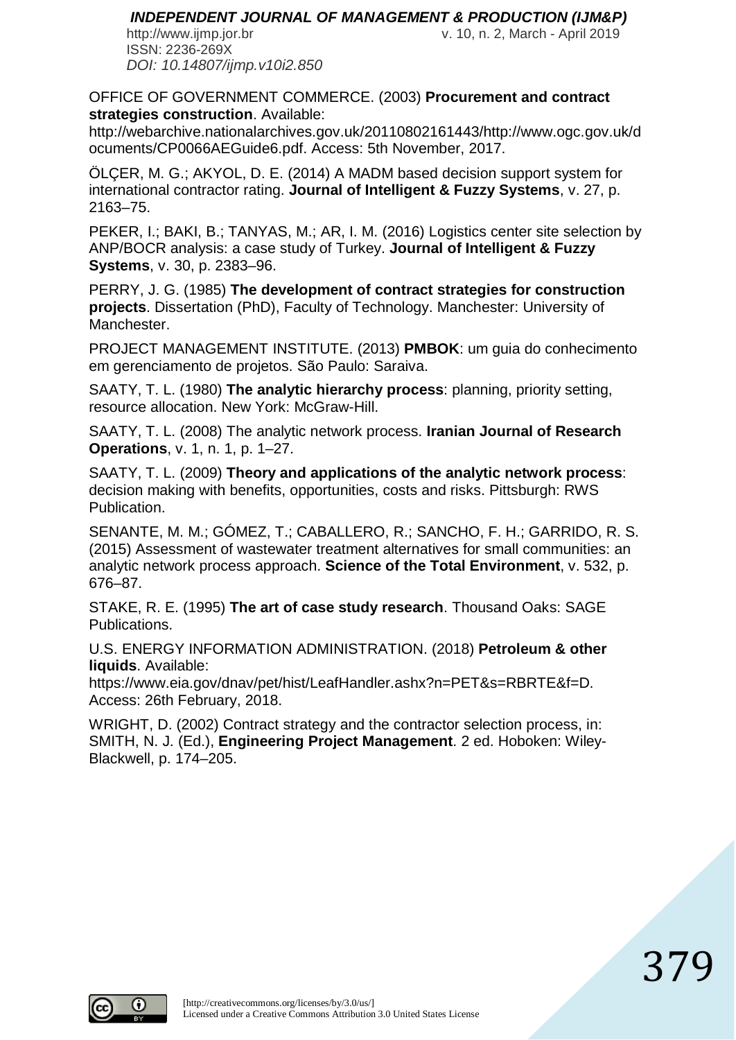OFFICE OF GOVERNMENT COMMERCE. (2003) **Procurement and contract strategies construction**. Available: http://webarchive.nationalarchives.gov.uk/20110802161443/http://www.ogc.gov.uk/documents/CP0066AEGuide6.pdf. Access: 5th November, 2017.

ÖLÇER, M. G.; AKYOL, D. E. (2014) A MADM based decision support system for international contractor rating. **Journal of Intelligent & Fuzzy Systems**, v. 27, p. 2163–75.

PEKER, I.; BAKI, B.; TANYAS, M.; AR, I. M. (2016) Logistics center site selection by ANP/BOCR analysis: a case study of Turkey. **Journal of Intelligent & Fuzzy Systems**, v. 30, p. 2383–96.

PERRY, J. G. (1985) **The development of contract strategies for construction projects**. Dissertation (PhD), Faculty of Technology. Manchester: University of Manchester.

PROJECT MANAGEMENT INSTITUTE. (2013) **PMBOK**: um guia do conhecimento em gerenciamento de projetos. São Paulo: Saraiva.

SAATY, T. L. (1980) **The analytic hierarchy process**: planning, priority setting, resource allocation. New York: McGraw-Hill.

SAATY, T. L. (2008) The analytic network process. **Iranian Journal of Research Operations**, v. 1, n. 1, p. 1–27.

SAATY, T. L. (2009) **Theory and applications of the analytic network process**: decision making with benefits, opportunities, costs and risks. Pittsburgh: RWS Publication.

SENANTE, M. M.; GÓMEZ, T.; CABALLERO, R.; SANCHO, F. H.; GARRIDO, R. S. (2015) Assessment of wastewater treatment alternatives for small communities: an analytic network process approach. **Science of the Total Environment**, v. 532, p. 676–87.

STAKE, R. E. (1995) **The art of case study research**. Thousand Oaks: SAGE Publications.

U.S. ENERGY INFORMATION ADMINISTRATION. (2018) **Petroleum & other liquids**. Available: https://www.eia.gov/dnav/pet/hist/LeafHandler.ashx?n=PET&s=RBRTE&f=D. Access: 26th February, 2018.

WRIGHT, D. (2002) Contract strategy and the contractor selection process, in: SMITH, N. J. (Ed.), **Engineering Project Management**. 2 ed. Hoboken: Wiley-Blackwell, p. 174–205.

[http://creativecommons.org/licenses/by/3.0/us/]
Licensed under a Creative Commons Attribution 3.0 United States License